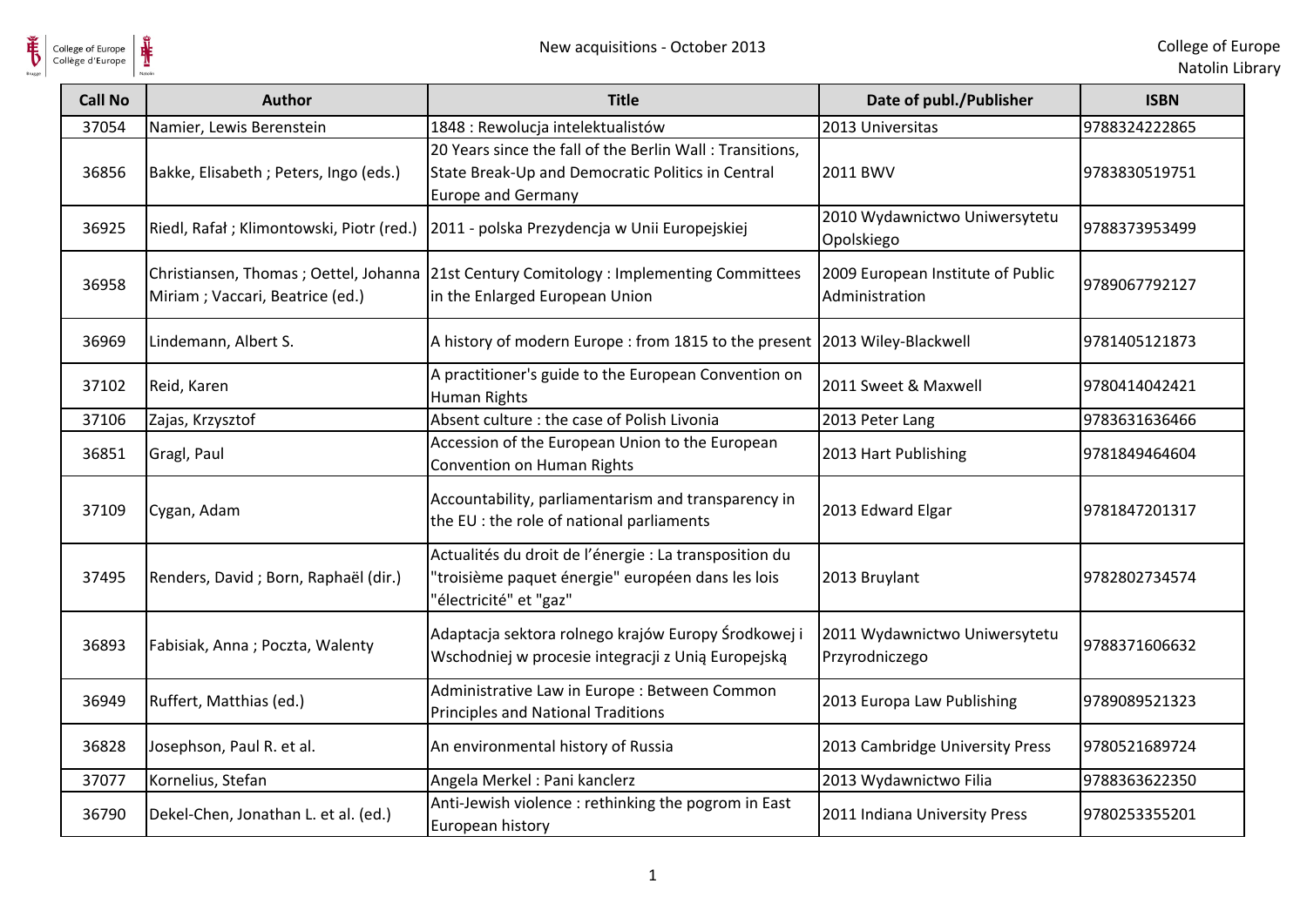| Call No | Author | Title | Date of publ./Publisher | ISBN |
|---|---|---|---|---|
| 37054 | Namier, Lewis Berenstein | 1848 : Rewolucja intelektualistów | 2013 Universitas | 9788324222865 |
| 36856 | Bakke, Elisabeth ; Peters, Ingo (eds.) | 20 Years since the fall of the Berlin Wall : Transitions, State Break-Up and Democratic Politics in Central Europe and Germany | 2011 BWV | 9783830519751 |
| 36925 | Riedl, Rafał ; Klimontowski, Piotr (red.) | 2011 - polska Prezydencja w Unii Europejskiej | 2010 Wydawnictwo Uniwersytetu Opolskiego | 9788373953499 |
| 36958 | Christiansen, Thomas ; Oettel, Johanna Miriam ; Vaccari, Beatrice (ed.) | 21st Century Comitology : Implementing Committees in the Enlarged European Union | 2009 European Institute of Public Administration | 9789067792127 |
| 36969 | Lindemann, Albert S. | A history of modern Europe : from 1815 to the present | 2013 Wiley-Blackwell | 9781405121873 |
| 37102 | Reid, Karen | A practitioner's guide to the European Convention on Human Rights | 2011 Sweet & Maxwell | 9780414042421 |
| 37106 | Zajas, Krzysztof | Absent culture : the case of Polish Livonia | 2013 Peter Lang | 9783631636466 |
| 36851 | Gragl, Paul | Accession of the European Union to the European Convention on Human Rights | 2013 Hart Publishing | 9781849464604 |
| 37109 | Cygan, Adam | Accountability, parliamentarism and transparency in the EU : the role of national parliaments | 2013 Edward Elgar | 9781847201317 |
| 37495 | Renders, David ; Born, Raphaël (dir.) | Actualités du droit de l'énergie : La transposition du "troisième paquet énergie" européen dans les lois "électricité" et "gaz" | 2013 Bruylant | 9782802734574 |
| 36893 | Fabisiak, Anna ; Poczta, Walenty | Adaptacja sektora rolnego krajów Europy Środkowej i Wschodniej w procesie integracji z Unią Europejską | 2011 Wydawnictwo Uniwersytetu Przyrodniczego | 9788371606632 |
| 36949 | Ruffert, Matthias (ed.) | Administrative Law in Europe : Between Common Principles and National Traditions | 2013 Europa Law Publishing | 9789089521323 |
| 36828 | Josephson, Paul R. et al. | An environmental history of Russia | 2013 Cambridge University Press | 9780521689724 |
| 37077 | Kornelius, Stefan | Angela Merkel : Pani kanclerz | 2013 Wydawnictwo Filia | 9788363622350 |
| 36790 | Dekel-Chen, Jonathan L. et al. (ed.) | Anti-Jewish violence : rethinking the pogrom in East European history | 2011 Indiana University Press | 9780253355201 |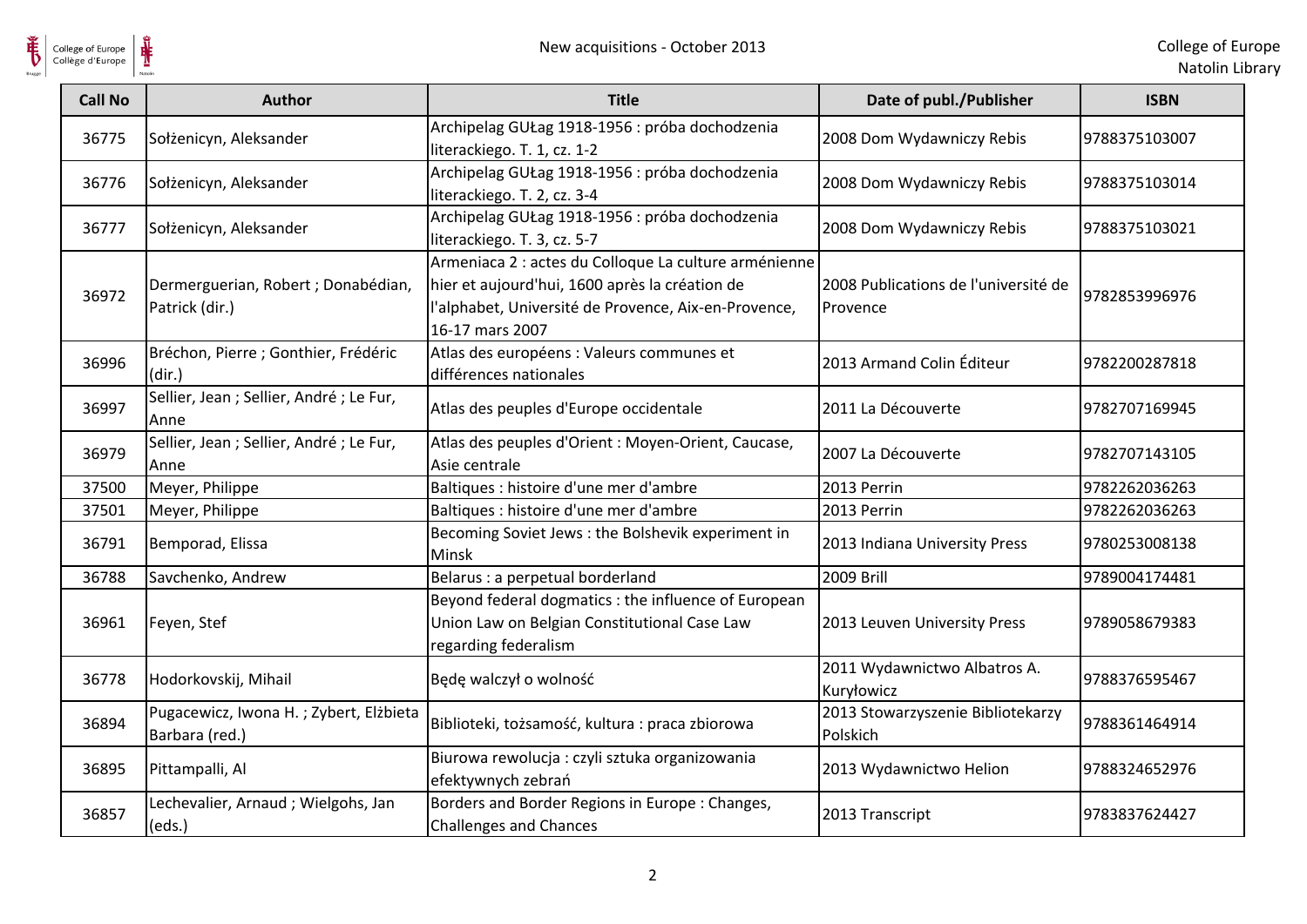| Call No | Author | Title | Date of publ./Publisher | ISBN |
| --- | --- | --- | --- | --- |
| 36775 | Sołżenicyn, Aleksander | Archipelag GUŁag 1918-1956 : próba dochodzenia literackiego. T. 1, cz. 1-2 | 2008 Dom Wydawniczy Rebis | 9788375103007 |
| 36776 | Sołżenicyn, Aleksander | Archipelag GUŁag 1918-1956 : próba dochodzenia literackiego. T. 2, cz. 3-4 | 2008 Dom Wydawniczy Rebis | 9788375103014 |
| 36777 | Sołżenicyn, Aleksander | Archipelag GUŁag 1918-1956 : próba dochodzenia literackiego. T. 3, cz. 5-7 | 2008 Dom Wydawniczy Rebis | 9788375103021 |
| 36972 | Dermerguerian, Robert ; Donabédian, Patrick (dir.) | Armeniaca 2 : actes du Colloque La culture arménienne hier et aujourd'hui, 1600 après la création de l'alphabet, Université de Provence, Aix-en-Provence, 16-17 mars 2007 | 2008 Publications de l'université de Provence | 9782853996976 |
| 36996 | Bréchon, Pierre ; Gonthier, Frédéric (dir.) | Atlas des européens : Valeurs communes et différences nationales | 2013 Armand Colin Éditeur | 9782200287818 |
| 36997 | Sellier, Jean ; Sellier, André ; Le Fur, Anne | Atlas des peuples d'Europe occidentale | 2011 La Découverte | 9782707169945 |
| 36979 | Sellier, Jean ; Sellier, André ; Le Fur, Anne | Atlas des peuples d'Orient : Moyen-Orient, Caucase, Asie centrale | 2007 La Découverte | 9782707143105 |
| 37500 | Meyer, Philippe | Baltiques : histoire d'une mer d'ambre | 2013 Perrin | 9782262036263 |
| 37501 | Meyer, Philippe | Baltiques : histoire d'une mer d'ambre | 2013 Perrin | 9782262036263 |
| 36791 | Bemporad, Elissa | Becoming Soviet Jews : the Bolshevik experiment in Minsk | 2013 Indiana University Press | 9780253008138 |
| 36788 | Savchenko, Andrew | Belarus : a perpetual borderland | 2009 Brill | 9789004174481 |
| 36961 | Feyen, Stef | Beyond federal dogmatics : the influence of European Union Law on Belgian Constitutional Case Law regarding federalism | 2013 Leuven University Press | 9789058679383 |
| 36778 | Hodorkovskij, Mihail | Będę walczył o wolność | 2011 Wydawnictwo Albatros A. Kuryłowicz | 9788376595467 |
| 36894 | Pugacewicz, Iwona H. ; Zybert, Elżbieta Barbara (red.) | Biblioteki, tożsamość, kultura : praca zbiorowa | 2013 Stowarzyszenie Bibliotekarzy Polskich | 9788361464914 |
| 36895 | Pittampalli, Al | Biurowa rewolucja : czyli sztuka organizowania efektywnych zebrań | 2013 Wydawnictwo Helion | 9788324652976 |
| 36857 | Lechevalier, Arnaud ; Wielgohs, Jan (eds.) | Borders and Border Regions in Europe : Changes, Challenges and Chances | 2013 Transcript | 9783837624427 |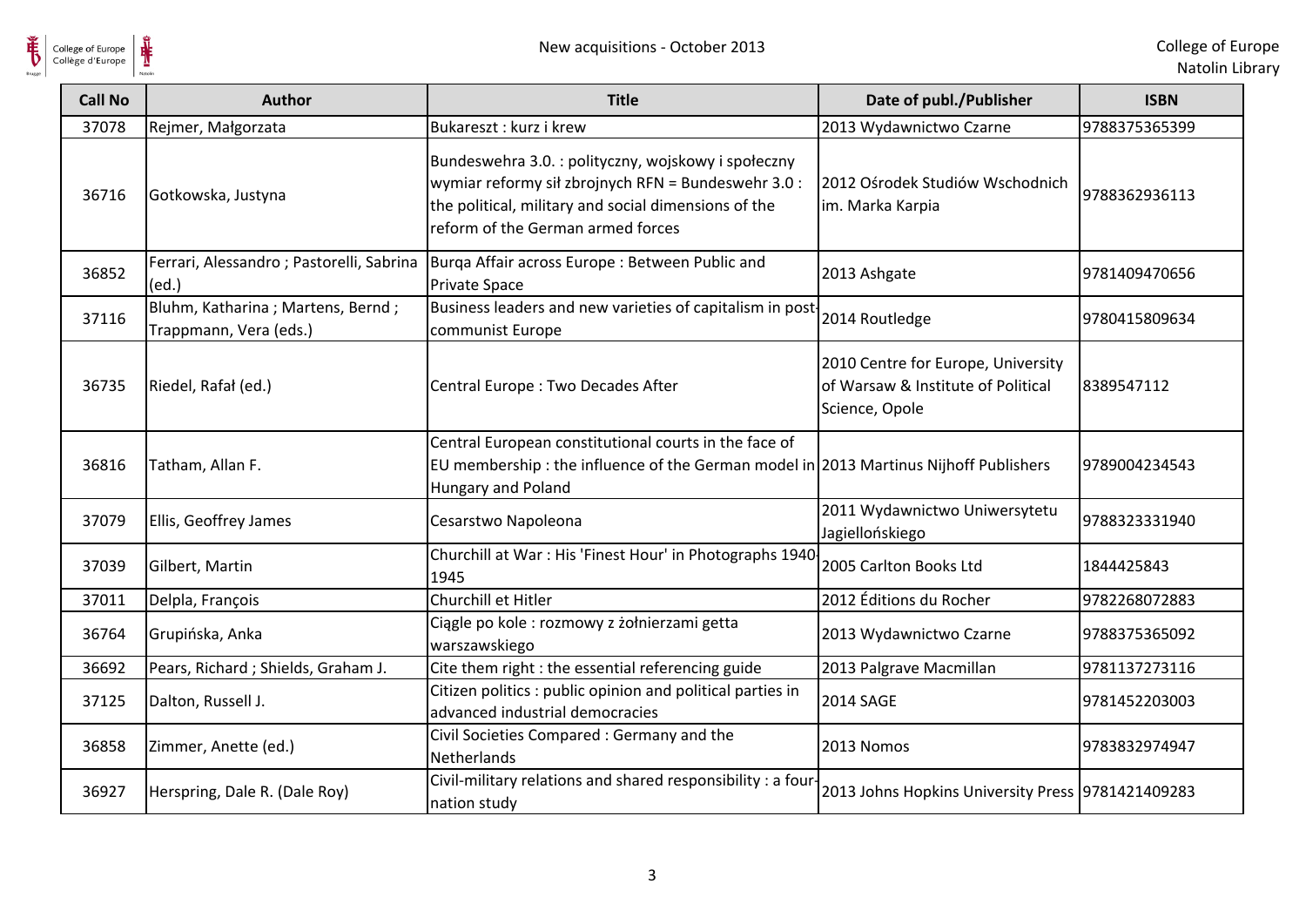| Call No | Author | Title | Date of publ./Publisher | ISBN |
| --- | --- | --- | --- | --- |
| 37078 | Rejmer, Małgorzata | Bukareszt : kurz i krew | 2013 Wydawnictwo Czarne | 9788375365399 |
| 36716 | Gotkowska, Justyna | Bundeswehra 3.0. : polityczny, wojskowy i społeczny wymiar reformy sił zbrojnych RFN = Bundeswehr 3.0 : the political, military and social dimensions of the reform of the German armed forces | 2012 Ośrodek Studiów Wschodnich im. Marka Karpia | 9788362936113 |
| 36852 | Ferrari, Alessandro ; Pastorelli, Sabrina (ed.) | Burqa Affair across Europe : Between Public and Private Space | 2013 Ashgate | 9781409470656 |
| 37116 | Bluhm, Katharina ; Martens, Bernd ; Trappmann, Vera (eds.) | Business leaders and new varieties of capitalism in post-communist Europe | 2014 Routledge | 9780415809634 |
| 36735 | Riedel, Rafał (ed.) | Central Europe : Two Decades After | 2010 Centre for Europe, University of Warsaw & Institute of Political Science, Opole | 8389547112 |
| 36816 | Tatham, Allan F. | Central European constitutional courts in the face of EU membership : the influence of the German model in Hungary and Poland | 2013 Martinus Nijhoff Publishers | 9789004234543 |
| 37079 | Ellis, Geoffrey James | Cesarstwo Napoleona | 2011 Wydawnictwo Uniwersytetu Jagiellońskiego | 9788323331940 |
| 37039 | Gilbert, Martin | Churchill at War : His 'Finest Hour' in Photographs 1940-1945 | 2005 Carlton Books Ltd | 1844425843 |
| 37011 | Delpla, François | Churchill et Hitler | 2012 Éditions du Rocher | 9782268072883 |
| 36764 | Grupińska, Anka | Ciągle po kole : rozmowy z żołnierzami getta warszawskiego | 2013 Wydawnictwo Czarne | 9788375365092 |
| 36692 | Pears, Richard ; Shields, Graham J. | Cite them right : the essential referencing guide | 2013 Palgrave Macmillan | 9781137273116 |
| 37125 | Dalton, Russell J. | Citizen politics : public opinion and political parties in advanced industrial democracies | 2014 SAGE | 9781452203003 |
| 36858 | Zimmer, Anette (ed.) | Civil Societies Compared : Germany and the Netherlands | 2013 Nomos | 9783832974947 |
| 36927 | Herspring, Dale R. (Dale Roy) | Civil-military relations and shared responsibility : a four-nation study | 2013 Johns Hopkins University Press | 9781421409283 |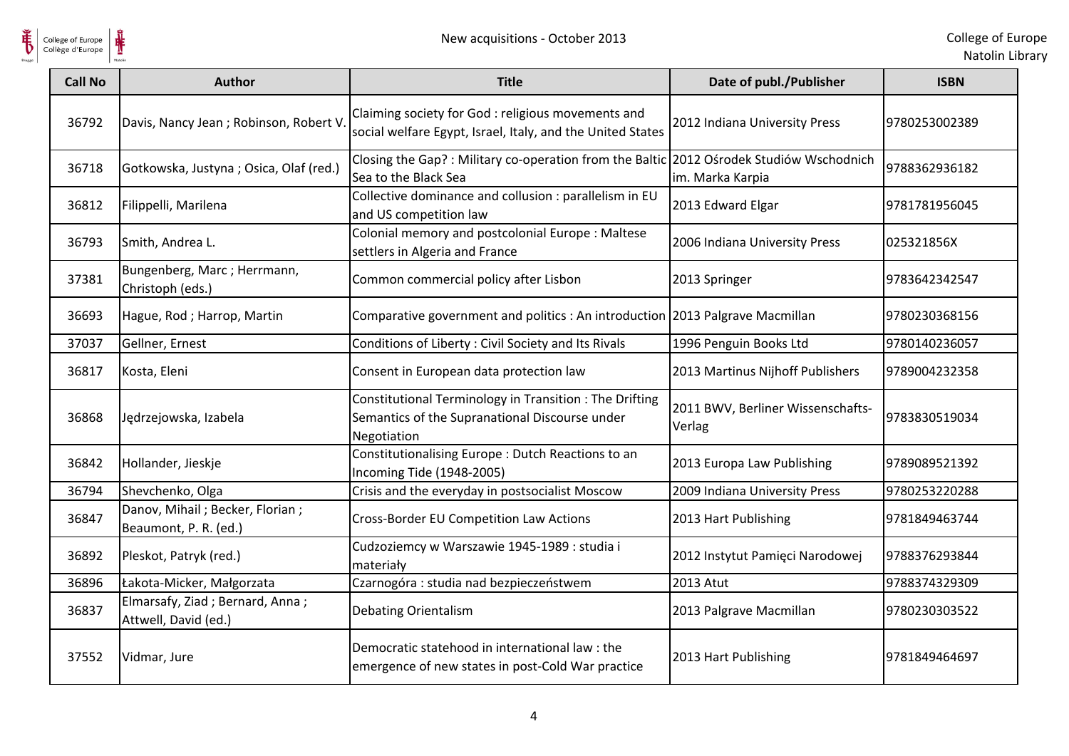| Call No | Author | Title | Date of publ./Publisher | ISBN |
|---|---|---|---|---|
| 36792 | Davis, Nancy Jean ; Robinson, Robert V. | Claiming society for God : religious movements and social welfare Egypt, Israel, Italy, and the United States | 2012 Indiana University Press | 9780253002389 |
| 36718 | Gotkowska, Justyna ; Osica, Olaf (red.) | Closing the Gap? : Military co-operation from the Baltic Sea to the Black Sea | 2012 Ośrodek Studiów Wschodnich im. Marka Karpia | 9788362936182 |
| 36812 | Filippelli, Marilena | Collective dominance and collusion : parallelism in EU and US competition law | 2013 Edward Elgar | 9781781956045 |
| 36793 | Smith, Andrea L. | Colonial memory and postcolonial Europe : Maltese settlers in Algeria and France | 2006 Indiana University Press | 025321856X |
| 37381 | Bungenberg, Marc ; Herrmann, Christoph (eds.) | Common commercial policy after Lisbon | 2013 Springer | 9783642342547 |
| 36693 | Hague, Rod ; Harrop, Martin | Comparative government and politics : An introduction | 2013 Palgrave Macmillan | 9780230368156 |
| 37037 | Gellner, Ernest | Conditions of Liberty : Civil Society and Its Rivals | 1996 Penguin Books Ltd | 9780140236057 |
| 36817 | Kosta, Eleni | Consent in European data protection law | 2013 Martinus Nijhoff Publishers | 9789004232358 |
| 36868 | Jędrzejowska, Izabela | Constitutional Terminology in Transition : The Drifting Semantics of the Supranational Discourse under Negotiation | 2011 BWV, Berliner Wissenschafts-Verlag | 9783830519034 |
| 36842 | Hollander, Jieskje | Constitutionalising Europe : Dutch Reactions to an Incoming Tide (1948-2005) | 2013 Europa Law Publishing | 9789089521392 |
| 36794 | Shevchenko, Olga | Crisis and the everyday in postsocialist Moscow | 2009 Indiana University Press | 9780253220288 |
| 36847 | Danov, Mihail ; Becker, Florian ; Beaumont, P. R. (ed.) | Cross-Border EU Competition Law Actions | 2013 Hart Publishing | 9781849463744 |
| 36892 | Pleskot, Patryk (red.) | Cudzoziemcy w Warszawie 1945-1989 : studia i materiały | 2012 Instytut Pamięci Narodowej | 9788376293844 |
| 36896 | Łakota-Micker, Małgorzata | Czarnogóra : studia nad bezpieczeństwem | 2013 Atut | 9788374329309 |
| 36837 | Elmarsafy, Ziad ; Bernard, Anna ; Attwell, David (ed.) | Debating Orientalism | 2013 Palgrave Macmillan | 9780230303522 |
| 37552 | Vidmar, Jure | Democratic statehood in international law : the emergence of new states in post-Cold War practice | 2013 Hart Publishing | 9781849464697 |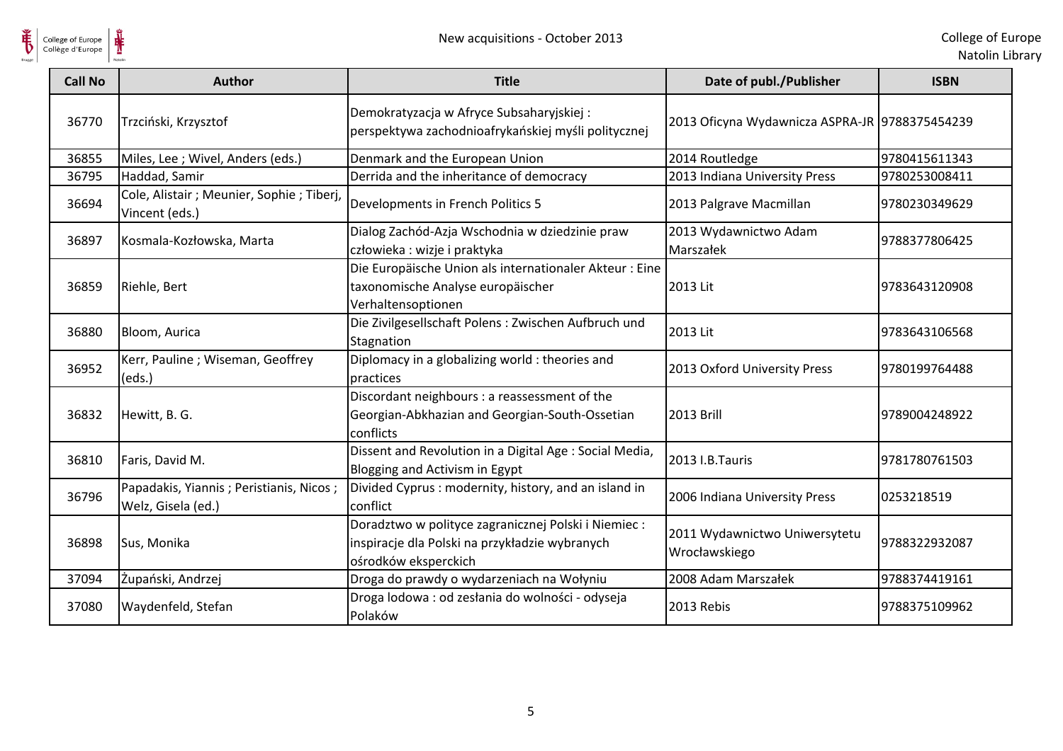| Call No | Author | Title | Date of publ./Publisher | ISBN |
| --- | --- | --- | --- | --- |
| 36770 | Trzciński, Krzysztof | Demokratyzacja w Afryce Subsaharyjskiej : perspektywa zachodnioafrykańskiej myśli politycznej | 2013 Oficyna Wydawnicza ASPRA-JR | 9788375454239 |
| 36855 | Miles, Lee ; Wivel, Anders (eds.) | Denmark and the European Union | 2014 Routledge | 9780415611343 |
| 36795 | Haddad, Samir | Derrida and the inheritance of democracy | 2013 Indiana University Press | 9780253008411 |
| 36694 | Cole, Alistair ; Meunier, Sophie ; Tiberj, Vincent (eds.) | Developments in French Politics 5 | 2013 Palgrave Macmillan | 9780230349629 |
| 36897 | Kosmala-Kozłowska, Marta | Dialog Zachód-Azja Wschodnia w dziedzinie praw człowieka : wizje i praktyka | 2013 Wydawnictwo Adam Marszałek | 9788377806425 |
| 36859 | Riehle, Bert | Die Europäische Union als internationaler Akteur : Eine taxonomische Analyse europäischer Verhaltensoptionen | 2013 Lit | 9783643120908 |
| 36880 | Bloom, Aurica | Die Zivilgesellschaft Polens : Zwischen Aufbruch und Stagnation | 2013 Lit | 9783643106568 |
| 36952 | Kerr, Pauline ; Wiseman, Geoffrey (eds.) | Diplomacy in a globalizing world : theories and practices | 2013 Oxford University Press | 9780199764488 |
| 36832 | Hewitt, B. G. | Discordant neighbours : a reassessment of the Georgian-Abkhazian and Georgian-South-Ossetian conflicts | 2013 Brill | 9789004248922 |
| 36810 | Faris, David M. | Dissent and Revolution in a Digital Age : Social Media, Blogging and Activism in Egypt | 2013 I.B.Tauris | 9781780761503 |
| 36796 | Papadakis, Yiannis ; Peristianis, Nicos ; Welz, Gisela (ed.) | Divided Cyprus : modernity, history, and an island in conflict | 2006 Indiana University Press | 0253218519 |
| 36898 | Sus, Monika | Doradztwo w polityce zagranicznej Polski i Niemiec : inspiracje dla Polski na przykładzie wybranych ośrodków eksperckich | 2011 Wydawnictwo Uniwersytetu Wrocławskiego | 9788322932087 |
| 37094 | Żupański, Andrzej | Droga do prawdy o wydarzeniach na Wołyniu | 2008 Adam Marszałek | 9788374419161 |
| 37080 | Waydenfeld, Stefan | Droga lodowa : od zesłania do wolności - odyseja Polaków | 2013 Rebis | 9788375109962 |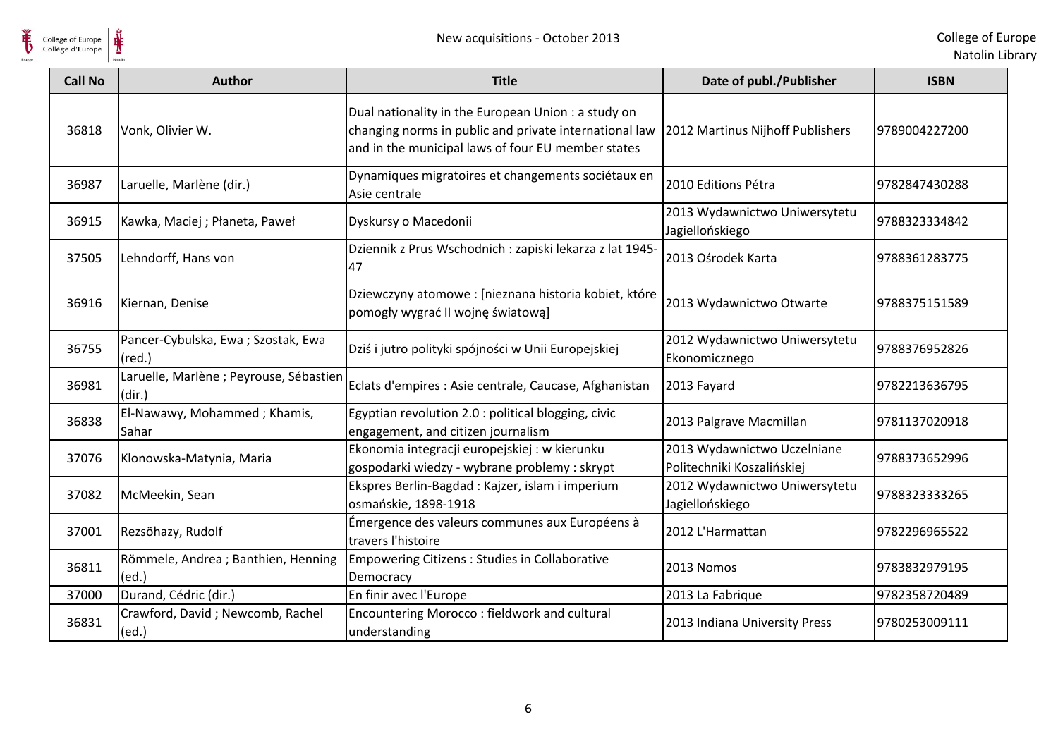| Call No | Author | Title | Date of publ./Publisher | ISBN |
| --- | --- | --- | --- | --- |
| 36818 | Vonk, Olivier W. | Dual nationality in the European Union : a study on changing norms in public and private international law and in the municipal laws of four EU member states | 2012 Martinus Nijhoff Publishers | 9789004227200 |
| 36987 | Laruelle, Marlène (dir.) | Dynamiques migratoires et changements sociétaux en Asie centrale | 2010 Editions Pétra | 9782847430288 |
| 36915 | Kawka, Maciej ; Płaneta, Paweł | Dyskursy o Macedonii | 2013 Wydawnictwo Uniwersytetu Jagiellońskiego | 9788323334842 |
| 37505 | Lehndorff, Hans von | Dziennik z Prus Wschodnich : zapiski lekarza z lat 1945-47 | 2013 Ośrodek Karta | 9788361283775 |
| 36916 | Kiernan, Denise | Dziewczyny atomowe : [nieznana historia kobiet, które pomogły wygrać II wojnę światową] | 2013 Wydawnictwo Otwarte | 9788375151589 |
| 36755 | Pancer-Cybulska, Ewa ; Szostak, Ewa (red.) | Dziś i jutro polityki spójności w Unii Europejskiej | 2012 Wydawnictwo Uniwersytetu Ekonomicznego | 9788376952826 |
| 36981 | Laruelle, Marlène ; Peyrouse, Sébastien (dir.) | Eclats d'empires : Asie centrale, Caucase, Afghanistan | 2013 Fayard | 9782213636795 |
| 36838 | El-Nawawy, Mohammed ; Khamis, Sahar | Egyptian revolution 2.0 : political blogging, civic engagement, and citizen journalism | 2013 Palgrave Macmillan | 9781137020918 |
| 37076 | Klonowska-Matynia, Maria | Ekonomia integracji europejskiej : w kierunku gospodarki wiedzy - wybrane problemy : skrypt | 2013 Wydawnictwo Uczelniane Politechniki Koszalińskiej | 9788373652996 |
| 37082 | McMeekin, Sean | Ekspres Berlin-Bagdad : Kajzer, islam i imperium osmańskie, 1898-1918 | 2012 Wydawnictwo Uniwersytetu Jagiellońskiego | 9788323333265 |
| 37001 | Rezsöhazy, Rudolf | Émergence des valeurs communes aux Européens à travers l'histoire | 2012 L'Harmattan | 9782296965522 |
| 36811 | Römmele, Andrea ; Banthien, Henning (ed.) | Empowering Citizens : Studies in Collaborative Democracy | 2013 Nomos | 9783832979195 |
| 37000 | Durand, Cédric (dir.) | En finir avec l'Europe | 2013 La Fabrique | 9782358720489 |
| 36831 | Crawford, David ; Newcomb, Rachel (ed.) | Encountering Morocco : fieldwork and cultural understanding | 2013 Indiana University Press | 9780253009111 |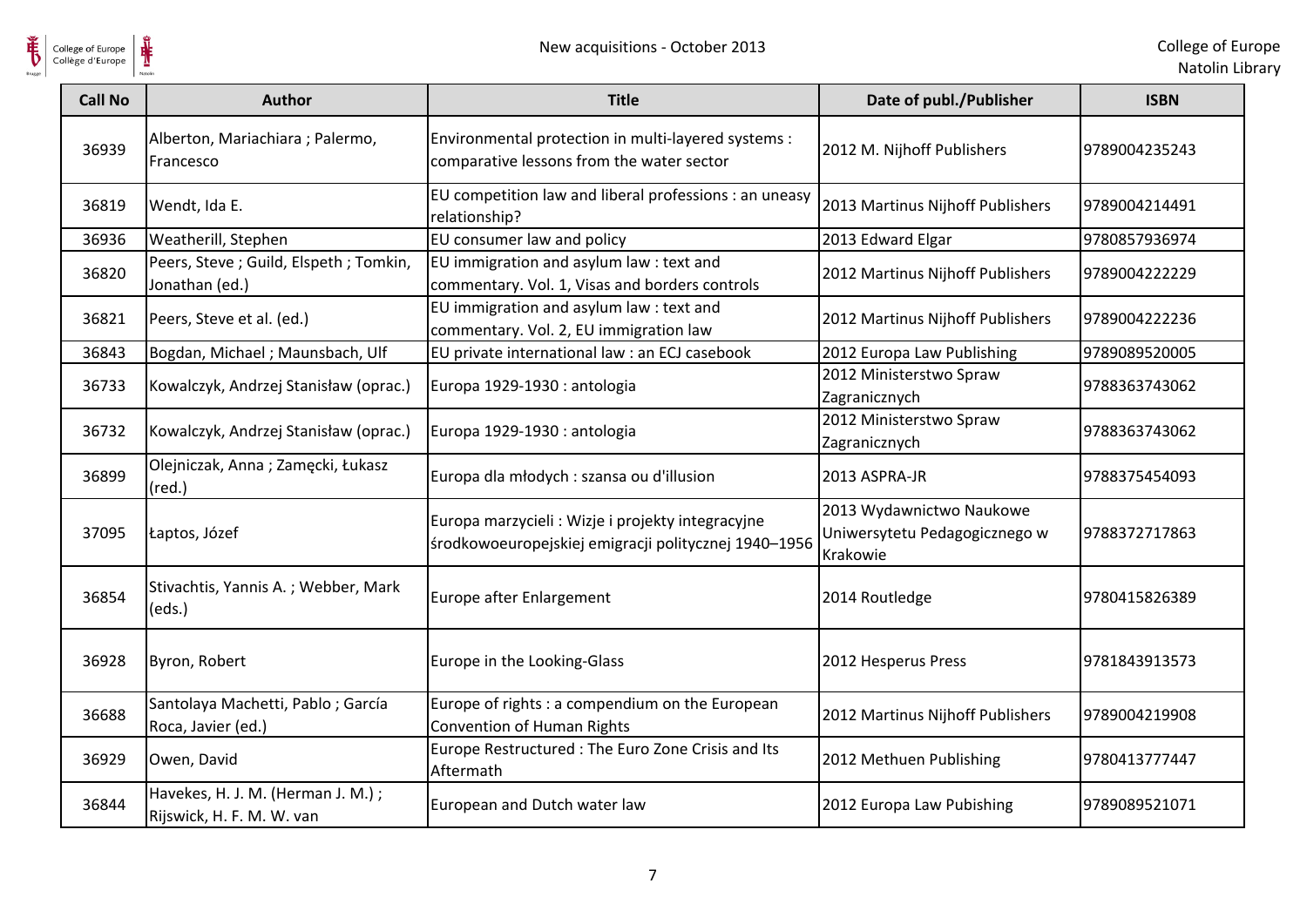| Call No | Author | Title | Date of publ./Publisher | ISBN |
| --- | --- | --- | --- | --- |
| 36939 | Alberton, Mariachiara ; Palermo, Francesco | Environmental protection in multi-layered systems : comparative lessons from the water sector | 2012 M. Nijhoff Publishers | 9789004235243 |
| 36819 | Wendt, Ida E. | EU competition law and liberal professions : an uneasy relationship? | 2013 Martinus Nijhoff Publishers | 9789004214491 |
| 36936 | Weatherill, Stephen | EU consumer law and policy | 2013 Edward Elgar | 9780857936974 |
| 36820 | Peers, Steve ; Guild, Elspeth ; Tomkin, Jonathan (ed.) | EU immigration and asylum law : text and commentary. Vol. 1, Visas and borders controls | 2012 Martinus Nijhoff Publishers | 9789004222229 |
| 36821 | Peers, Steve et al. (ed.) | EU immigration and asylum law : text and commentary. Vol. 2, EU immigration law | 2012 Martinus Nijhoff Publishers | 9789004222236 |
| 36843 | Bogdan, Michael ; Maunsbach, Ulf | EU private international law : an ECJ casebook | 2012 Europa Law Publishing | 9789089520005 |
| 36733 | Kowalczyk, Andrzej Stanisław (oprac.) | Europa 1929-1930 : antologia | 2012 Ministerstwo Spraw Zagranicznych | 9788363743062 |
| 36732 | Kowalczyk, Andrzej Stanisław (oprac.) | Europa 1929-1930 : antologia | 2012 Ministerstwo Spraw Zagranicznych | 9788363743062 |
| 36899 | Olejniczak, Anna ; Zamęcki, Łukasz (red.) | Europa dla młodych : szansa ou d'illusion | 2013 ASPRA-JR | 9788375454093 |
| 37095 | Łaptos, Józef | Europa marzycieli : Wizje i projekty integracyjne środkowoeuropejskiej emigracji politycznej 1940–1956 | 2013 Wydawnictwo Naukowe Uniwersytetu Pedagogicznego w Krakowie | 9788372717863 |
| 36854 | Stivachtis, Yannis A. ; Webber, Mark (eds.) | Europe after Enlargement | 2014 Routledge | 9780415826389 |
| 36928 | Byron, Robert | Europe in the Looking-Glass | 2012 Hesperus Press | 9781843913573 |
| 36688 | Santolaya Machetti, Pablo ; García Roca, Javier (ed.) | Europe of rights : a compendium on the European Convention of Human Rights | 2012 Martinus Nijhoff Publishers | 9789004219908 |
| 36929 | Owen, David | Europe Restructured : The Euro Zone Crisis and Its Aftermath | 2012 Methuen Publishing | 9780413777447 |
| 36844 | Havekes, H. J. M. (Herman J. M.) ; Rijswick, H. F. M. W. van | European and Dutch water law | 2012 Europa Law Pubishing | 9789089521071 |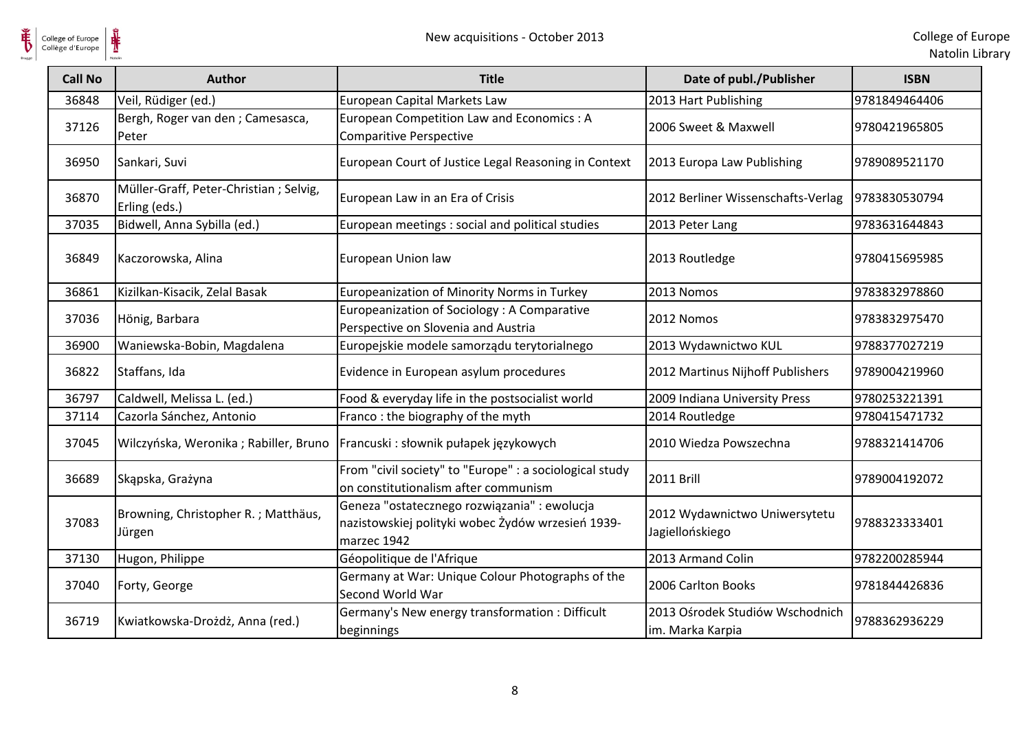| Call No | Author | Title | Date of publ./Publisher | ISBN |
|---|---|---|---|---|
| 36848 | Veil, Rüdiger (ed.) | European Capital Markets Law | 2013 Hart Publishing | 9781849464406 |
| 37126 | Bergh, Roger van den ; Camesasca, Peter | European Competition Law and Economics : A Comparitive Perspective | 2006 Sweet & Maxwell | 9780421965805 |
| 36950 | Sankari, Suvi | European Court of Justice Legal Reasoning in Context | 2013 Europa Law Publishing | 9789089521170 |
| 36870 | Müller-Graff, Peter-Christian ; Selvig, Erling (eds.) | European Law in an Era of Crisis | 2012 Berliner Wissenschafts-Verlag | 9783830530794 |
| 37035 | Bidwell, Anna Sybilla (ed.) | European meetings : social and political studies | 2013 Peter Lang | 9783631644843 |
| 36849 | Kaczorowska, Alina | European Union law | 2013 Routledge | 9780415695985 |
| 36861 | Kizilkan-Kisacik, Zelal Basak | Europeanization of Minority Norms in Turkey | 2013 Nomos | 9783832978860 |
| 37036 | Hönig, Barbara | Europeanization of Sociology : A Comparative Perspective on Slovenia and Austria | 2012 Nomos | 9783832975470 |
| 36900 | Waniewska-Bobin, Magdalena | Europejskie modele samorządu terytorialnego | 2013 Wydawnictwo KUL | 9788377027219 |
| 36822 | Staffans, Ida | Evidence in European asylum procedures | 2012 Martinus Nijhoff Publishers | 9789004219960 |
| 36797 | Caldwell, Melissa L. (ed.) | Food & everyday life in the postsocialist world | 2009 Indiana University Press | 9780253221391 |
| 37114 | Cazorla Sánchez, Antonio | Franco : the biography of the myth | 2014 Routledge | 9780415471732 |
| 37045 | Wilczyńska, Weronika ; Rabiller, Bruno | Francuski : słownik pułapek językowych | 2010 Wiedza Powszechna | 9788321414706 |
| 36689 | Skąpska, Grażyna | From "civil society" to "Europe" : a sociological study on constitutionalism after communism | 2011 Brill | 9789004192072 |
| 37083 | Browning, Christopher R. ; Matthäus, Jürgen | Geneza "ostatecznego rozwiązania" : ewolucja nazistowskiej polityki wobec Żydów wrzesień 1939-marzec 1942 | 2012 Wydawnictwo Uniwersytetu Jagiellońskiego | 9788323333401 |
| 37130 | Hugon, Philippe | Géopolitique de l'Afrique | 2013 Armand Colin | 9782200285944 |
| 37040 | Forty, George | Germany at War: Unique Colour Photographs of the Second World War | 2006 Carlton Books | 9781844426836 |
| 36719 | Kwiatkowska-Drożdż, Anna (red.) | Germany's New energy transformation : Difficult beginnings | 2013 Ośrodek Studiów Wschodnich im. Marka Karpia | 9788362936229 |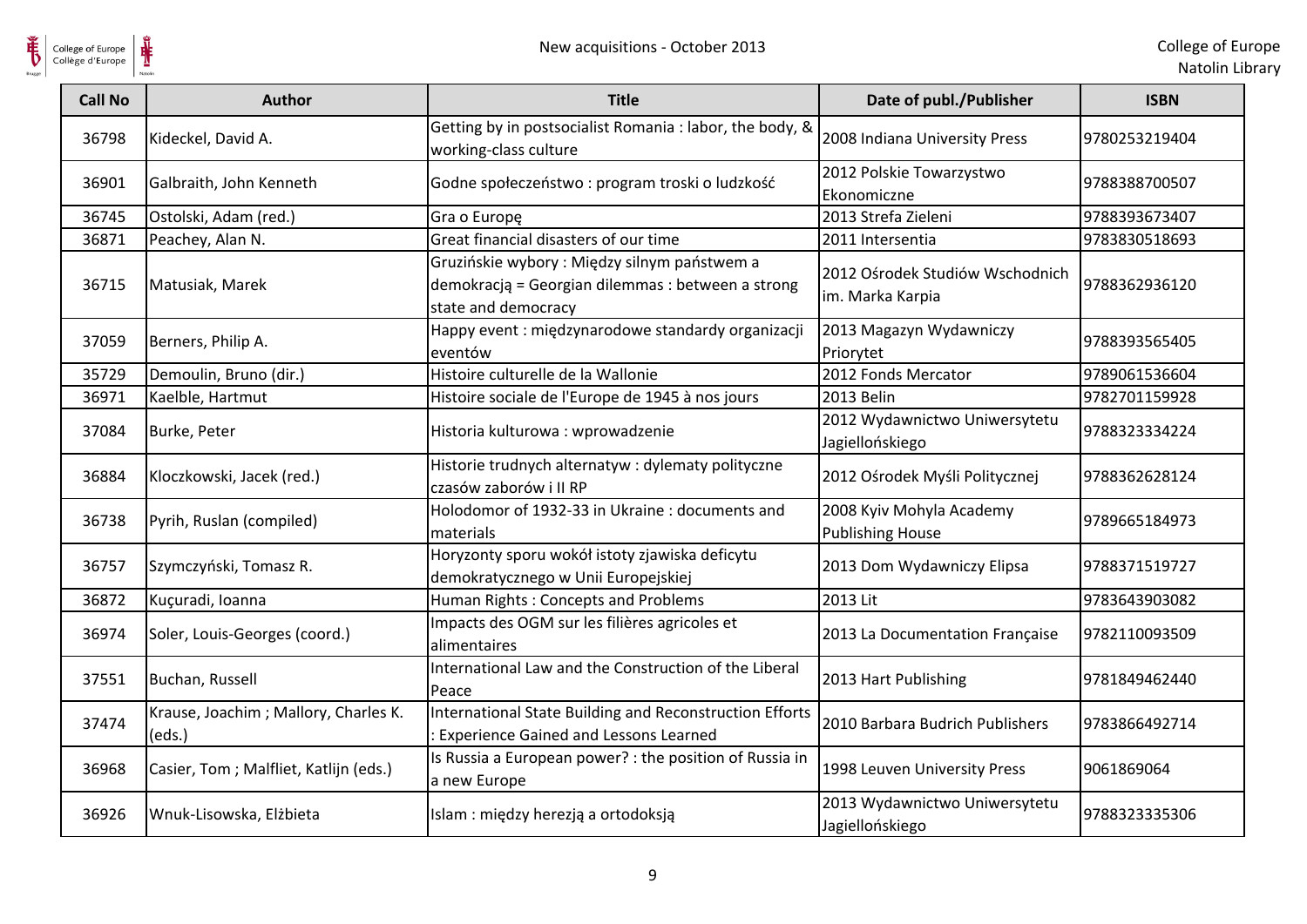| Call No | Author | Title | Date of publ./Publisher | ISBN |
|---|---|---|---|---|
| 36798 | Kideckel, David A. | Getting by in postsocialist Romania : labor, the body, & working-class culture | 2008 Indiana University Press | 9780253219404 |
| 36901 | Galbraith, John Kenneth | Godne społeczeństwo : program troski o ludzkość | 2012 Polskie Towarzystwo Ekonomiczne | 9788388700507 |
| 36745 | Ostolski, Adam (red.) | Gra o Europę | 2013 Strefa Zieleni | 9788393673407 |
| 36871 | Peachey, Alan N. | Great financial disasters of our time | 2011 Intersentia | 9783830518693 |
| 36715 | Matusiak, Marek | Gruzińskie wybory : Między silnym państwem a demokracją = Georgian dilemmas : between a strong state and democracy | 2012 Ośrodek Studiów Wschodnich im. Marka Karpia | 9788362936120 |
| 37059 | Berners, Philip A. | Happy event : międzynarodowe standardy organizacji eventów | 2013 Magazyn Wydawniczy Priorytet | 9788393565405 |
| 35729 | Demoulin, Bruno (dir.) | Histoire culturelle de la Wallonie | 2012 Fonds Mercator | 9789061536604 |
| 36971 | Kaelble, Hartmut | Histoire sociale de l'Europe de 1945 à nos jours | 2013 Belin | 9782701159928 |
| 37084 | Burke, Peter | Historia kulturowa : wprowadzenie | 2012 Wydawnictwo Uniwersytetu Jagiellońskiego | 9788323334224 |
| 36884 | Kloczkowski, Jacek (red.) | Historie trudnych alternatyw : dylematy polityczne czasów zaborów i II RP | 2012 Ośrodek Myśli Politycznej | 9788362628124 |
| 36738 | Pyrih, Ruslan (compiled) | Holodomor of 1932-33 in Ukraine : documents and materials | 2008 Kyiv Mohyla Academy Publishing House | 9789665184973 |
| 36757 | Szymczyński, Tomasz R. | Horyzonty sporu wokół istoty zjawiska deficytu demokratycznego w Unii Europejskiej | 2013 Dom Wydawniczy Elipsa | 9788371519727 |
| 36872 | Kuçuradi, Ioanna | Human Rights : Concepts and Problems | 2013 Lit | 9783643903082 |
| 36974 | Soler, Louis-Georges (coord.) | Impacts des OGM sur les filières agricoles et alimentaires | 2013 La Documentation Française | 9782110093509 |
| 37551 | Buchan, Russell | International Law and the Construction of the Liberal Peace | 2013 Hart Publishing | 9781849462440 |
| 37474 | Krause, Joachim ; Mallory, Charles K. (eds.) | International State Building and Reconstruction Efforts : Experience Gained and Lessons Learned | 2010 Barbara Budrich Publishers | 9783866492714 |
| 36968 | Casier, Tom ; Malfliet, Katlijn (eds.) | Is Russia a European power? : the position of Russia in a new Europe | 1998 Leuven University Press | 9061869064 |
| 36926 | Wnuk-Lisowska, Elżbieta | Islam : między herezją a ortodoksją | 2013 Wydawnictwo Uniwersytetu Jagiellońskiego | 9788323335306 |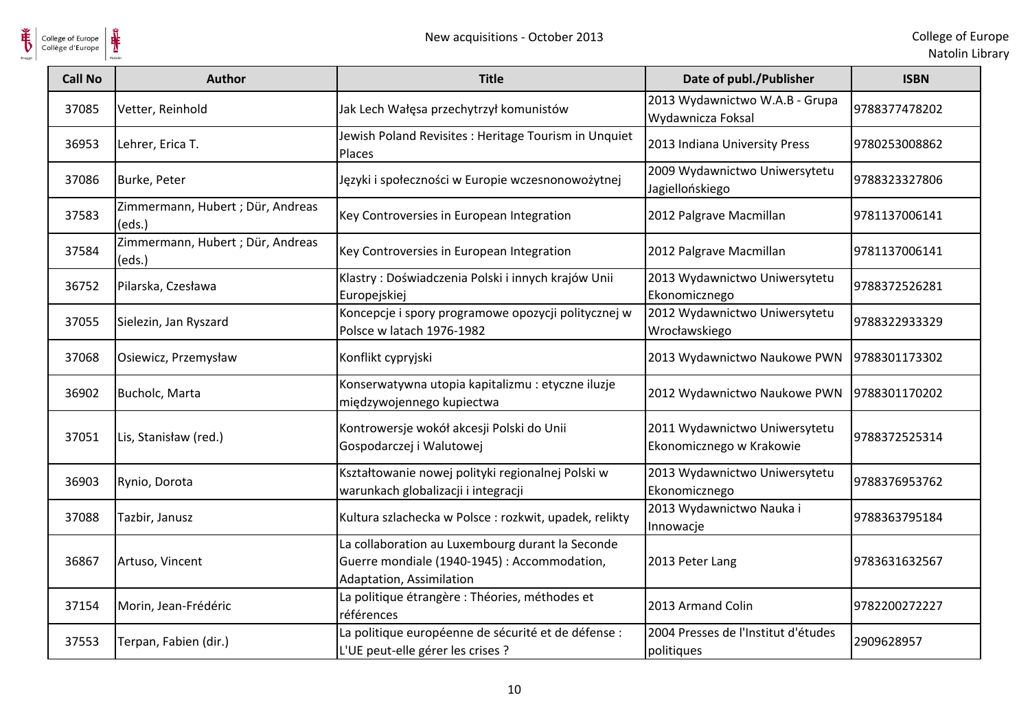| Call No | Author | Title | Date of publ./Publisher | ISBN |
|---|---|---|---|---|
| 37085 | Vetter, Reinhold | Jak Lech Wałęsa przechytrzył komunistów | 2013 Wydawnictwo W.A.B - Grupa Wydawnicza Foksal | 9788377478202 |
| 36953 | Lehrer, Erica T. | Jewish Poland Revisites : Heritage Tourism in Unquiet Places | 2013 Indiana University Press | 9780253008862 |
| 37086 | Burke, Peter | Języki i społeczności w Europie wczesnonowożytnej | 2009 Wydawnictwo Uniwersytetu Jagiellońskiego | 9788323327806 |
| 37583 | Zimmermann, Hubert ; Dür, Andreas (eds.) | Key Controversies in European Integration | 2012 Palgrave Macmillan | 9781137006141 |
| 37584 | Zimmermann, Hubert ; Dür, Andreas (eds.) | Key Controversies in European Integration | 2012 Palgrave Macmillan | 9781137006141 |
| 36752 | Pilarska, Czesława | Klastry : Doświadczenia Polski i innych krajów Unii Europejskiej | 2013 Wydawnictwo Uniwersytetu Ekonomicznego | 9788372526281 |
| 37055 | Sielezin, Jan Ryszard | Koncepcje i spory programowe opozycji politycznej w Polsce w latach 1976-1982 | 2012 Wydawnictwo Uniwersytetu Wrocławskiego | 9788322933329 |
| 37068 | Osiewicz, Przemysław | Konflikt cypryjski | 2013 Wydawnictwo Naukowe PWN | 9788301173302 |
| 36902 | Bucholc, Marta | Konserwatywna utopia kapitalizmu : etyczne iluzje międzywojennego kupiectwa | 2012 Wydawnictwo Naukowe PWN | 9788301170202 |
| 37051 | Lis, Stanisław (red.) | Kontrowersje wokół akcesji Polski do Unii Gospodarczej i Walutowej | 2011 Wydawnictwo Uniwersytetu Ekonomicznego w Krakowie | 9788372525314 |
| 36903 | Rynio, Dorota | Kształtowanie nowej polityki regionalnej Polski w warunkach globalizacji i integracji | 2013 Wydawnictwo Uniwersytetu Ekonomicznego | 9788376953762 |
| 37088 | Tazbir, Janusz | Kultura szlachecka w Polsce : rozkwit, upadek, relikty | 2013 Wydawnictwo Nauka i Innowacje | 9788363795184 |
| 36867 | Artuso, Vincent | La collaboration au Luxembourg durant la Seconde Guerre mondiale (1940-1945) : Accommodation, Adaptation, Assimilation | 2013 Peter Lang | 9783631632567 |
| 37154 | Morin, Jean-Frédéric | La politique étrangère : Théories, méthodes et références | 2013 Armand Colin | 9782200272227 |
| 37553 | Terpan, Fabien (dir.) | La politique européenne de sécurité et de défense : L'UE peut-elle gérer les crises ? | 2004 Presses de l'Institut d'études politiques | 2909628957 |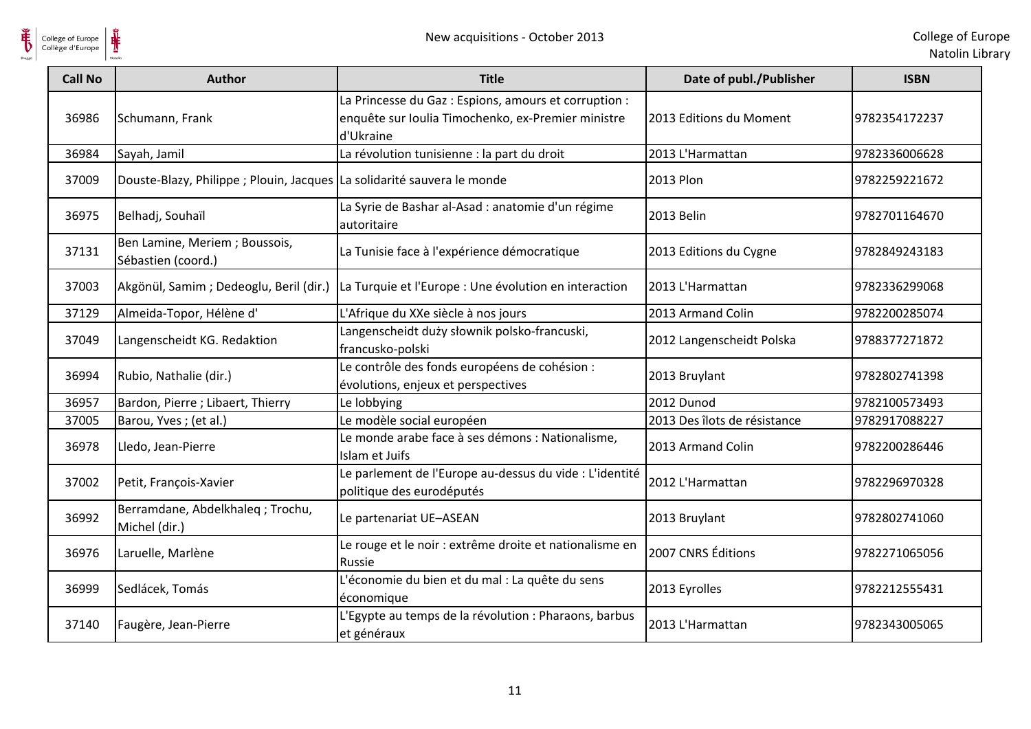| Call No | Author | Title | Date of publ./Publisher | ISBN |
| --- | --- | --- | --- | --- |
| 36986 | Schumann, Frank | La Princesse du Gaz : Espions, amours et corruption : enquête sur Ioulia Timochenko, ex-Premier ministre d'Ukraine | 2013 Editions du Moment | 9782354172237 |
| 36984 | Sayah, Jamil | La révolution tunisienne : la part du droit | 2013 L'Harmattan | 9782336006628 |
| 37009 | Douste-Blazy, Philippe ; Plouin, Jacques | La solidarité sauvera le monde | 2013 Plon | 9782259221672 |
| 36975 | Belhadj, Souhaïl | La Syrie de Bashar al-Asad : anatomie d'un régime autoritaire | 2013 Belin | 9782701164670 |
| 37131 | Ben Lamine, Meriem ; Boussois, Sébastien (coord.) | La Tunisie face à l'expérience démocratique | 2013 Editions du Cygne | 9782849243183 |
| 37003 | Akgönül, Samim ; Dedeoglu, Beril (dir.) | La Turquie et l'Europe : Une évolution en interaction | 2013 L'Harmattan | 9782336299068 |
| 37129 | Almeida-Topor, Hélène d' | L'Afrique du XXe siècle à nos jours | 2013 Armand Colin | 9782200285074 |
| 37049 | Langenscheidt KG. Redaktion | Langenscheidt duży słownik polsko-francuski, francusko-polski | 2012 Langenscheidt Polska | 9788377271872 |
| 36994 | Rubio, Nathalie (dir.) | Le contrôle des fonds européens de cohésion : évolutions, enjeux et perspectives | 2013 Bruylant | 9782802741398 |
| 36957 | Bardon, Pierre ; Libaert, Thierry | Le lobbying | 2012 Dunod | 9782100573493 |
| 37005 | Barou, Yves ; (et al.) | Le modèle social européen | 2013 Des îlots de résistance | 9782917088227 |
| 36978 | Lledo, Jean-Pierre | Le monde arabe face à ses démons : Nationalisme, Islam et Juifs | 2013 Armand Colin | 9782200286446 |
| 37002 | Petit, François-Xavier | Le parlement de l'Europe au-dessus du vide : L'identité politique des eurodéputés | 2012 L'Harmattan | 9782296970328 |
| 36992 | Berramdane, Abdelkhaleq ; Trochu, Michel (dir.) | Le partenariat UE–ASEAN | 2013 Bruylant | 9782802741060 |
| 36976 | Laruelle, Marlène | Le rouge et le noir : extrême droite et nationalisme en Russie | 2007 CNRS Éditions | 9782271065056 |
| 36999 | Sedlácek, Tomás | L'économie du bien et du mal : La quête du sens économique | 2013 Eyrolles | 9782212555431 |
| 37140 | Faugère, Jean-Pierre | L'Egypte au temps de la révolution : Pharaons, barbus et généraux | 2013 L'Harmattan | 9782343005065 |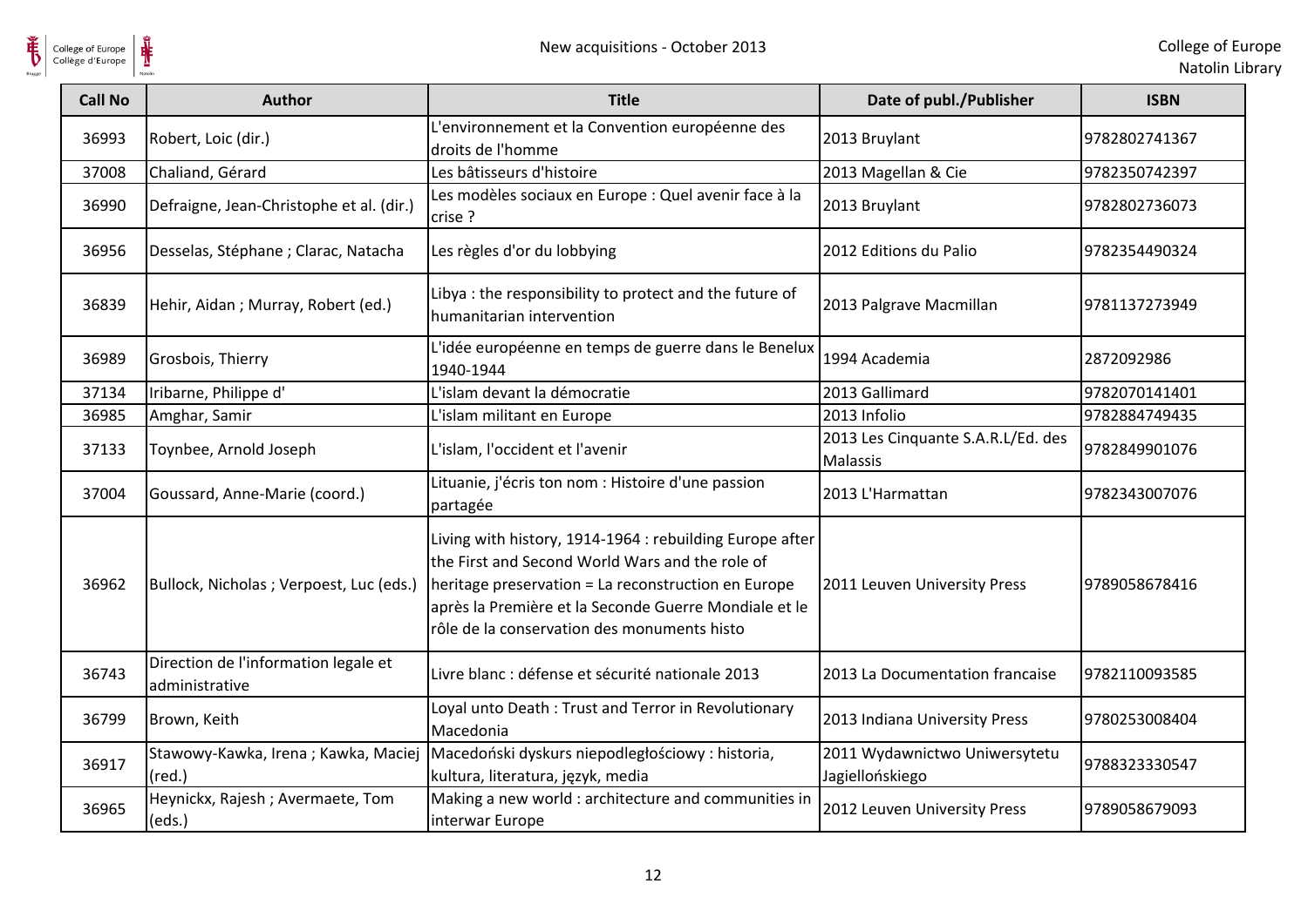| Call No | Author | Title | Date of publ./Publisher | ISBN |
|---|---|---|---|---|
| 36993 | Robert, Loic (dir.) | L'environnement et la Convention européenne des droits de l'homme | 2013 Bruylant | 9782802741367 |
| 37008 | Chaliand, Gérard | Les bâtisseurs d'histoire | 2013 Magellan & Cie | 9782350742397 |
| 36990 | Defraigne, Jean-Christophe et al. (dir.) | Les modèles sociaux en Europe : Quel avenir face à la crise ? | 2013 Bruylant | 9782802736073 |
| 36956 | Desselas, Stéphane ; Clarac, Natacha | Les règles d'or du lobbying | 2012 Editions du Palio | 9782354490324 |
| 36839 | Hehir, Aidan ; Murray, Robert (ed.) | Libya : the responsibility to protect and the future of humanitarian intervention | 2013 Palgrave Macmillan | 9781137273949 |
| 36989 | Grosbois, Thierry | L'idée européenne en temps de guerre dans le Benelux 1940-1944 | 1994 Academia | 2872092986 |
| 37134 | Iribarne, Philippe d' | L'islam devant la démocratie | 2013 Gallimard | 9782070141401 |
| 36985 | Amghar, Samir | L'islam militant en Europe | 2013 Infolio | 9782884749435 |
| 37133 | Toynbee, Arnold Joseph | L'islam, l'occident et l'avenir | 2013 Les Cinquante S.A.R.L/Ed. des Malassis | 9782849901076 |
| 37004 | Goussard, Anne-Marie (coord.) | Lituanie, j'écris ton nom : Histoire d'une passion partagée | 2013 L'Harmattan | 9782343007076 |
| 36962 | Bullock, Nicholas ; Verpoest, Luc (eds.) | Living with history, 1914-1964 : rebuilding Europe after the First and Second World Wars and the role of heritage preservation = La reconstruction en Europe après la Première et la Seconde Guerre Mondiale et le rôle de la conservation des monuments histo | 2011 Leuven University Press | 9789058678416 |
| 36743 | Direction de l'information legale et administrative | Livre blanc : défense et sécurité nationale 2013 | 2013 La Documentation francaise | 9782110093585 |
| 36799 | Brown, Keith | Loyal unto Death : Trust and Terror in Revolutionary Macedonia | 2013 Indiana University Press | 9780253008404 |
| 36917 | Stawowy-Kawka, Irena ; Kawka, Maciej (red.) | Macedoński dyskurs niepodległościowy : historia, kultura, literatura, język, media | 2011 Wydawnictwo Uniwersytetu Jagiellońskiego | 9788323330547 |
| 36965 | Heynickx, Rajesh ; Avermaete, Tom (eds.) | Making a new world : architecture and communities in interwar Europe | 2012 Leuven University Press | 9789058679093 |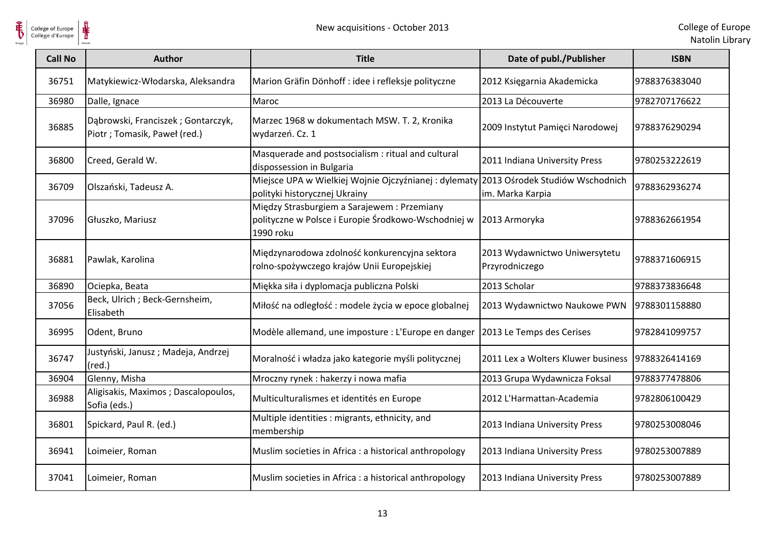| Call No | Author | Title | Date of publ./Publisher | ISBN |
| --- | --- | --- | --- | --- |
| 36751 | Matykiewicz-Włodarska, Aleksandra | Marion Gräfin Dönhoff : idee i refleksje polityczne | 2012 Księgarnia Akademicka | 9788376383040 |
| 36980 | Dalle, Ignace | Maroc | 2013 La Découverte | 9782707176622 |
| 36885 | Dąbrowski, Franciszek ; Gontarczyk, Piotr ; Tomasik, Paweł (red.) | Marzec 1968 w dokumentach MSW. T. 2, Kronika wydarzeń. Cz. 1 | 2009 Instytut Pamięci Narodowej | 9788376290294 |
| 36800 | Creed, Gerald W. | Masquerade and postsocialism : ritual and cultural dispossession in Bulgaria | 2011 Indiana University Press | 9780253222619 |
| 36709 | Olszański, Tadeusz A. | Miejsce UPA w Wielkiej Wojnie Ojczyźnianej : dylematy polityki historycznej Ukrainy | 2013 Ośrodek Studiów Wschodnich im. Marka Karpia | 9788362936274 |
| 37096 | Głuszko, Mariusz | Między Strasburgiem a Sarajewem : Przemiany polityczne w Polsce i Europie Środkowo-Wschodniej w 1990 roku | 2013 Armoryka | 9788362661954 |
| 36881 | Pawlak, Karolina | Międzynarodowa zdolność konkurencyjna sektora rolno-spożywczego krajów Unii Europejskiej | 2013 Wydawnictwo Uniwersytetu Przyrodniczego | 9788371606915 |
| 36890 | Ociepka, Beata | Miękka siła i dyplomacja publiczna Polski | 2013 Scholar | 9788373836648 |
| 37056 | Beck, Ulrich ; Beck-Gernsheim, Elisabeth | Miłość na odległość : modele życia w epoce globalnej | 2013 Wydawnictwo Naukowe PWN | 9788301158880 |
| 36995 | Odent, Bruno | Modèle allemand, une imposture : L'Europe en danger | 2013 Le Temps des Cerises | 9782841099757 |
| 36747 | Justyński, Janusz ; Madeja, Andrzej (red.) | Moralność i władza jako kategorie myśli politycznej | 2011 Lex a Wolters Kluwer business | 9788326414169 |
| 36904 | Glenny, Misha | Mroczny rynek : hakerzy i nowa mafia | 2013 Grupa Wydawnicza Foksal | 9788377478806 |
| 36988 | Aligisakis, Maximos ; Dascalopoulos, Sofia (eds.) | Multiculturalismes et identités en Europe | 2012 L'Harmattan-Academia | 9782806100429 |
| 36801 | Spickard, Paul R. (ed.) | Multiple identities : migrants, ethnicity, and membership | 2013 Indiana University Press | 9780253008046 |
| 36941 | Loimeier, Roman | Muslim societies in Africa : a historical anthropology | 2013 Indiana University Press | 9780253007889 |
| 37041 | Loimeier, Roman | Muslim societies in Africa : a historical anthropology | 2013 Indiana University Press | 9780253007889 |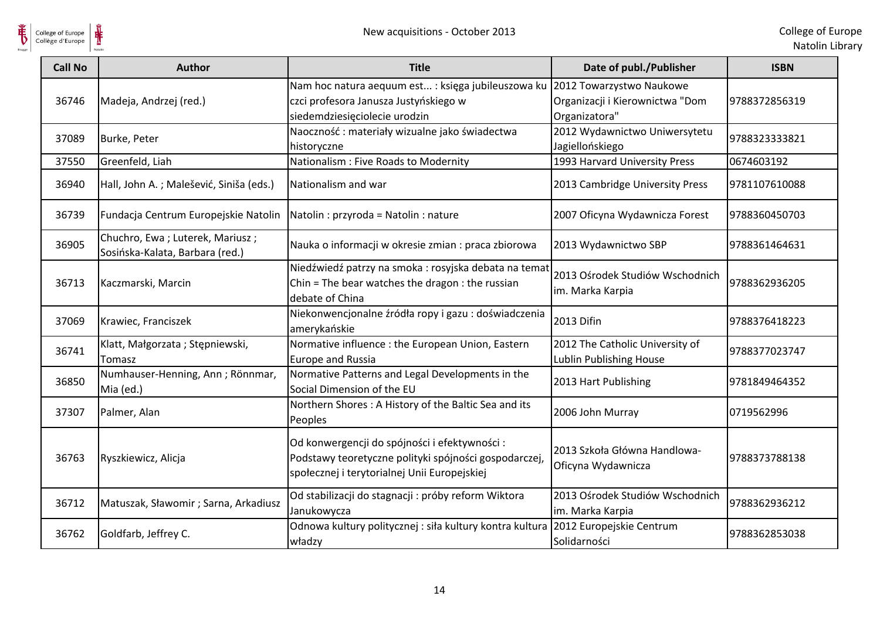| Call No | Author | Title | Date of publ./Publisher | ISBN |
|---|---|---|---|---|
| 36746 | Madeja, Andrzej (red.) | Nam hoc natura aequum est... : księga jubileuszowa ku czci profesora Janusza Justyńskiego w siedemdziesięciolecie urodzin | 2012 Towarzystwo Naukowe Organizacji i Kierownictwa "Dom Organizatora" | 9788372856319 |
| 37089 | Burke, Peter | Naoczność : materiały wizualne jako świadectwa historyczne | 2012 Wydawnictwo Uniwersytetu Jagiellońskiego | 9788323333821 |
| 37550 | Greenfeld, Liah | Nationalism : Five Roads to Modernity | 1993 Harvard University Press | 0674603192 |
| 36940 | Hall, John A. ; Malešević, Siniša (eds.) | Nationalism and war | 2013 Cambridge University Press | 9781107610088 |
| 36739 | Fundacja Centrum Europejskie Natolin | Natolin : przyroda = Natolin : nature | 2007 Oficyna Wydawnicza Forest | 9788360450703 |
| 36905 | Chuchro, Ewa ; Luterek, Mariusz ; Sosińska-Kalata, Barbara (red.) | Nauka o informacji w okresie zmian : praca zbiorowa | 2013 Wydawnictwo SBP | 9788361464631 |
| 36713 | Kaczmarski, Marcin | Niedźwiedź patrzy na smoka : rosyjska debata na temat Chin = The bear watches the dragon : the russian debate of China | 2013 Ośrodek Studiów Wschodnich im. Marka Karpia | 9788362936205 |
| 37069 | Krawiec, Franciszek | Niekonwencjonalne źródła ropy i gazu : doświadczenia amerykańskie | 2013 Difin | 9788376418223 |
| 36741 | Klatt, Małgorzata ; Stępniewski, Tomasz | Normative influence : the European Union, Eastern Europe and Russia | 2012 The Catholic University of Lublin Publishing House | 9788377023747 |
| 36850 | Numhauser-Henning, Ann ; Rönnmar, Mia (ed.) | Normative Patterns and Legal Developments in the Social Dimension of the EU | 2013 Hart Publishing | 9781849464352 |
| 37307 | Palmer, Alan | Northern Shores : A History of the Baltic Sea and its Peoples | 2006 John Murray | 0719562996 |
| 36763 | Ryszkiewicz, Alicja | Od konwergencji do spójności i efektywności : Podstawy teoretyczne polityki spójności gospodarczej, społecznej i terytorialnej Unii Europejskiej | 2013 Szkoła Główna Handlowa-Oficyna Wydawnicza | 9788373788138 |
| 36712 | Matuszak, Sławomir ; Sarna, Arkadiusz | Od stabilizacji do stagnacji : próby reform Wiktora Janukowycza | 2013 Ośrodek Studiów Wschodnich im. Marka Karpia | 9788362936212 |
| 36762 | Goldfarb, Jeffrey C. | Odnowa kultury politycznej : siła kultury kontra kultura władzy | 2012 Europejskie Centrum Solidarności | 9788362853038 |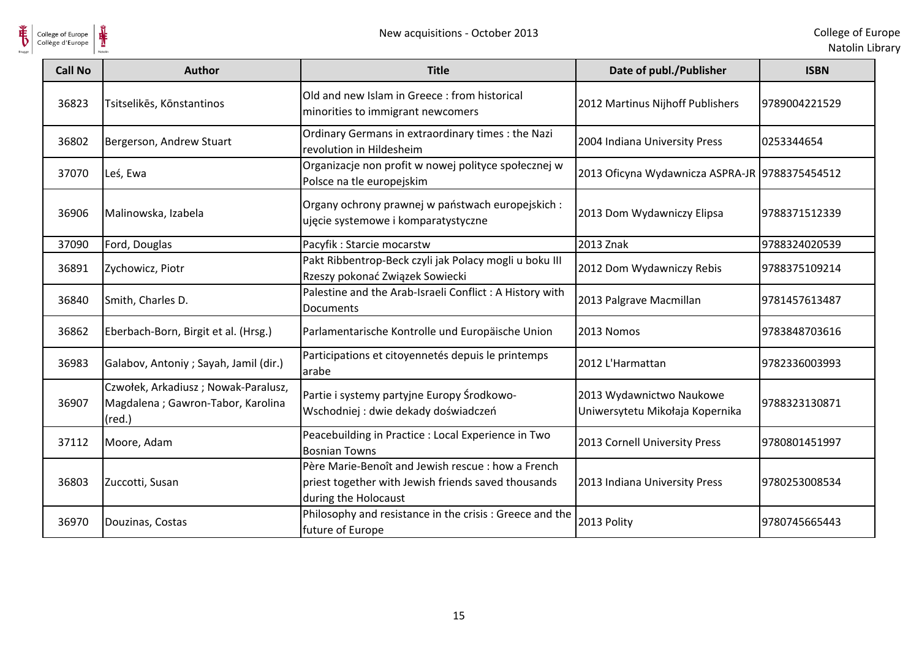| Call No | Author | Title | Date of publ./Publisher | ISBN |
|---|---|---|---|---|
| 36823 | Tsitselikēs, Kōnstantinos | Old and new Islam in Greece : from historical minorities to immigrant newcomers | 2012 Martinus Nijhoff Publishers | 9789004221529 |
| 36802 | Bergerson, Andrew Stuart | Ordinary Germans in extraordinary times : the Nazi revolution in Hildesheim | 2004 Indiana University Press | 0253344654 |
| 37070 | Leś, Ewa | Organizacje non profit w nowej polityce społecznej w Polsce na tle europejskim | 2013 Oficyna Wydawnicza ASPRA-JR | 9788375454512 |
| 36906 | Malinowska, Izabela | Organy ochrony prawnej w państwach europejskich : ujęcie systemowe i komparatystyczne | 2013 Dom Wydawniczy Elipsa | 9788371512339 |
| 37090 | Ford, Douglas | Pacyfik : Starcie mocarstw | 2013 Znak | 9788324020539 |
| 36891 | Zychowicz, Piotr | Pakt Ribbentrop-Beck czyli jak Polacy mogli u boku III Rzeszy pokonać Związek Sowiecki | 2012 Dom Wydawniczy Rebis | 9788375109214 |
| 36840 | Smith, Charles D. | Palestine and the Arab-Israeli Conflict : A History with Documents | 2013 Palgrave Macmillan | 9781457613487 |
| 36862 | Eberbach-Born, Birgit et al. (Hrsg.) | Parlamentarische Kontrolle und Europäische Union | 2013 Nomos | 9783848703616 |
| 36983 | Galabov, Antoniy ; Sayah, Jamil (dir.) | Participations et citoyennetés depuis le printemps arabe | 2012 L'Harmattan | 9782336003993 |
| 36907 | Czwołek, Arkadiusz ; Nowak-Paralusz, Magdalena ; Gawron-Tabor, Karolina (red.) | Partie i systemy partyjne Europy Środkowo-Wschodniej : dwie dekady doświadczeń | 2013 Wydawnictwo Naukowe Uniwersytetu Mikołaja Kopernika | 9788323130871 |
| 37112 | Moore, Adam | Peacebuilding in Practice : Local Experience in Two Bosnian Towns | 2013 Cornell University Press | 9780801451997 |
| 36803 | Zuccotti, Susan | Père Marie-Benoît and Jewish rescue : how a French priest together with Jewish friends saved thousands during the Holocaust | 2013 Indiana University Press | 9780253008534 |
| 36970 | Douzinas, Costas | Philosophy and resistance in the crisis : Greece and the future of Europe | 2013 Polity | 9780745665443 |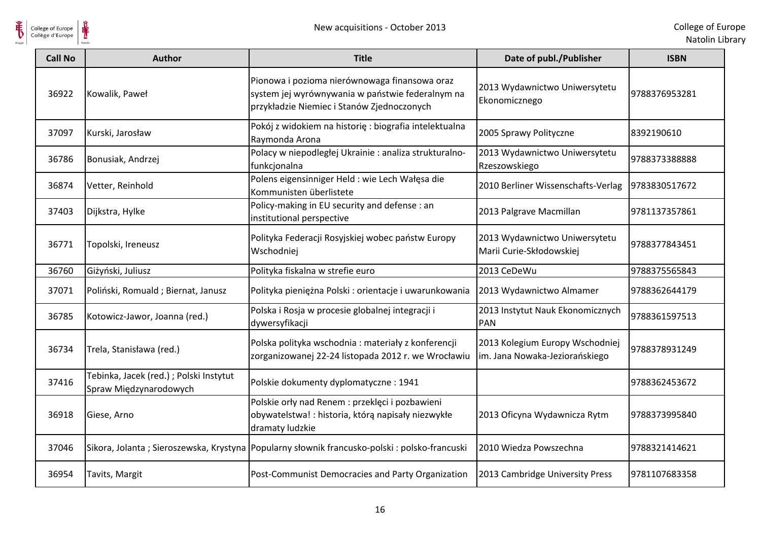| Call No | Author | Title | Date of publ./Publisher | ISBN |
|---|---|---|---|---|
| 36922 | Kowalik, Paweł | Pionowa i pozioma nierównowaga finansowa oraz system jej wyrównywania w państwie federalnym na przykładzie Niemiec i Stanów Zjednoczonych | 2013 Wydawnictwo Uniwersytetu Ekonomicznego | 9788376953281 |
| 37097 | Kurski, Jarosław | Pokój z widokiem na historię : biografia intelektualna Raymonda Arona | 2005 Sprawy Polityczne | 8392190610 |
| 36786 | Bonusiak, Andrzej | Polacy w niepodległej Ukrainie : analiza strukturalno-funkcjonalna | 2013 Wydawnictwo Uniwersytetu Rzeszowskiego | 9788373388888 |
| 36874 | Vetter, Reinhold | Polens eigensinniger Held : wie Lech Wałęsa die Kommunisten überlistete | 2010 Berliner Wissenschafts-Verlag | 9783830517672 |
| 37403 | Dijkstra, Hylke | Policy-making in EU security and defense : an institutional perspective | 2013 Palgrave Macmillan | 9781137357861 |
| 36771 | Topolski, Ireneusz | Polityka Federacji Rosyjskiej wobec państw Europy Wschodniej | 2013 Wydawnictwo Uniwersytetu Marii Curie-Skłodowskiej | 9788377843451 |
| 36760 | Giżyński, Juliusz | Polityka fiskalna w strefie euro | 2013 CeDeWu | 9788375565843 |
| 37071 | Poliński, Romuald ; Biernat, Janusz | Polityka pieniężna Polski : orientacje i uwarunkowania | 2013 Wydawnictwo Almamer | 9788362644179 |
| 36785 | Kotowicz-Jawor, Joanna (red.) | Polska i Rosja w procesie globalnej integracji i dywersyfikacji | 2013 Instytut Nauk Ekonomicznych PAN | 9788361597513 |
| 36734 | Trela, Stanisława (red.) | Polska polityka wschodnia : materiały z konferencji zorganizowanej 22-24 listopada 2012 r. we Wrocławiu | 2013 Kolegium Europy Wschodniej im. Jana Nowaka-Jeziorańskiego | 9788378931249 |
| 37416 | Tebinka, Jacek (red.) ; Polski Instytut Spraw Międzynarodowych | Polskie dokumenty dyplomatyczne : 1941 | | 9788362453672 |
| 36918 | Giese, Arno | Polskie orły nad Renem : przeklęci i pozbawieni obywatelstwa! : historia, którą napisały niezwykłe dramaty ludzkie | 2013 Oficyna Wydawnicza Rytm | 9788373995840 |
| 37046 | Sikora, Jolanta ; Sieroszewska, Krystyna | Popularny słownik francusko-polski : polsko-francuski | 2010 Wiedza Powszechna | 9788321414621 |
| 36954 | Tavits, Margit | Post-Communist Democracies and Party Organization | 2013 Cambridge University Press | 9781107683358 |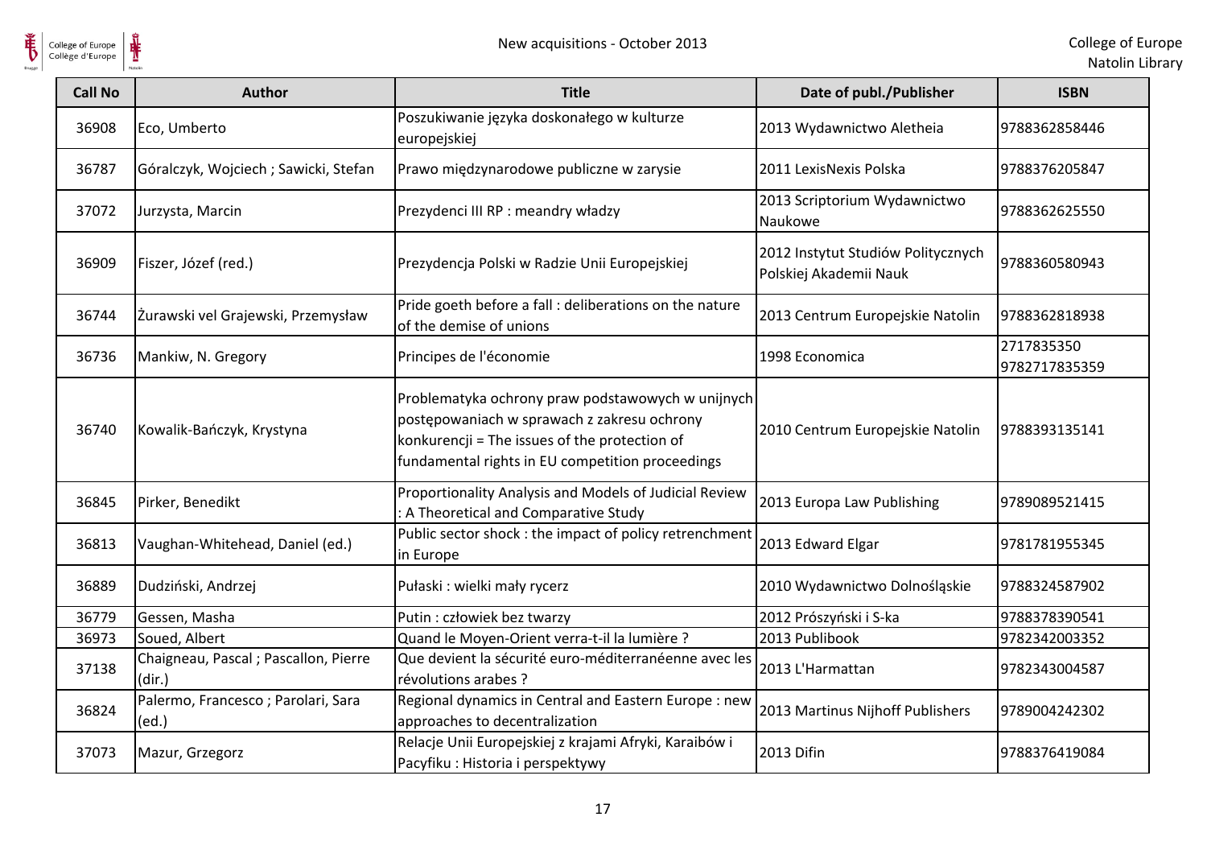| Call No | Author | Title | Date of publ./Publisher | ISBN |
|---|---|---|---|---|
| 36908 | Eco, Umberto | Poszukiwanie języka doskonałego w kulturze europejskiej | 2013 Wydawnictwo Aletheia | 9788362858446 |
| 36787 | Góralczyk, Wojciech ; Sawicki, Stefan | Prawo międzynarodowe publiczne w zarysie | 2011 LexisNexis Polska | 9788376205847 |
| 37072 | Jurzysta, Marcin | Prezydenci III RP : meandry władzy | 2013 Scriptorium Wydawnictwo Naukowe | 9788362625550 |
| 36909 | Fiszer, Józef (red.) | Prezydencja Polski w Radzie Unii Europejskiej | 2012 Instytut Studiów Politycznych Polskiej Akademii Nauk | 9788360580943 |
| 36744 | Żurawski vel Grajewski, Przemysław | Pride goeth before a fall : deliberations on the nature of the demise of unions | 2013 Centrum Europejskie Natolin | 9788362818938 |
| 36736 | Mankiw, N. Gregory | Principes de l'économie | 1998 Economica | 2717835350 9782717835359 |
| 36740 | Kowalik-Bańczyk, Krystyna | Problematyka ochrony praw podstawowych w unijnych postępowaniach w sprawach z zakresu ochrony konkurencji = The issues of the protection of fundamental rights in EU competition proceedings | 2010 Centrum Europejskie Natolin | 9788393135141 |
| 36845 | Pirker, Benedikt | Proportionality Analysis and Models of Judicial Review : A Theoretical and Comparative Study | 2013 Europa Law Publishing | 9789089521415 |
| 36813 | Vaughan-Whitehead, Daniel (ed.) | Public sector shock : the impact of policy retrenchment in Europe | 2013 Edward Elgar | 9781781955345 |
| 36889 | Dudziński, Andrzej | Pułaski : wielki mały rycerz | 2010 Wydawnictwo Dolnośląskie | 9788324587902 |
| 36779 | Gessen, Masha | Putin : człowiek bez twarzy | 2012 Prószyński i S-ka | 9788378390541 |
| 36973 | Soued, Albert | Quand le Moyen-Orient verra-t-il la lumière ? | 2013 Publibook | 9782342003352 |
| 37138 | Chaigneau, Pascal ; Pascallon, Pierre (dir.) | Que devient la sécurité euro-méditerranéenne avec les révolutions arabes ? | 2013 L'Harmattan | 9782343004587 |
| 36824 | Palermo, Francesco ; Parolari, Sara (ed.) | Regional dynamics in Central and Eastern Europe : new approaches to decentralization | 2013 Martinus Nijhoff Publishers | 9789004242302 |
| 37073 | Mazur, Grzegorz | Relacje Unii Europejskiej z krajami Afryki, Karaibów i Pacyfiku : Historia i perspektywy | 2013 Difin | 9788376419084 |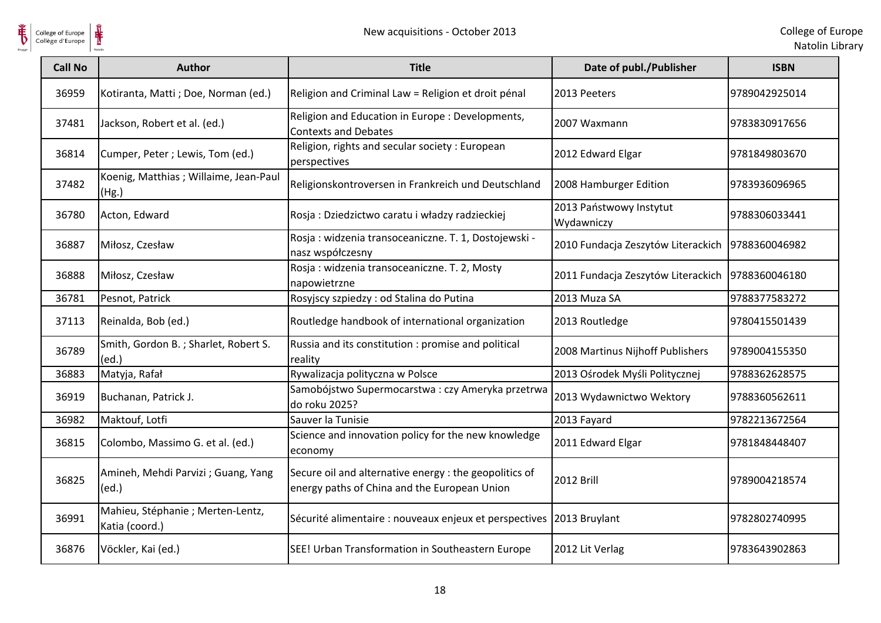| Call No | Author | Title | Date of publ./Publisher | ISBN |
|---|---|---|---|---|
| 36959 | Kotiranta, Matti ; Doe, Norman (ed.) | Religion and Criminal Law = Religion et droit pénal | 2013 Peeters | 9789042925014 |
| 37481 | Jackson, Robert et al. (ed.) | Religion and Education in Europe : Developments, Contexts and Debates | 2007 Waxmann | 9783830917656 |
| 36814 | Cumper, Peter ; Lewis, Tom (ed.) | Religion, rights and secular society : European perspectives | 2012 Edward Elgar | 9781849803670 |
| 37482 | Koenig, Matthias ; Willaime, Jean-Paul (Hg.) | Religionskontroversen in Frankreich und Deutschland | 2008 Hamburger Edition | 9783936096965 |
| 36780 | Acton, Edward | Rosja : Dziedzictwo caratu i władzy radzieckiej | 2013 Państwowy Instytut Wydawniczy | 9788306033441 |
| 36887 | Miłosz, Czesław | Rosja : widzenia transoceaniczne. T. 1, Dostojewski - nasz współczesny | 2010 Fundacja Zeszytów Literackich | 9788360046982 |
| 36888 | Miłosz, Czesław | Rosja : widzenia transoceaniczne. T. 2, Mosty napowietrzne | 2011 Fundacja Zeszytów Literackich | 9788360046180 |
| 36781 | Pesnot, Patrick | Rosyjscy szpiedzy : od Stalina do Putina | 2013 Muza SA | 9788377583272 |
| 37113 | Reinalda, Bob (ed.) | Routledge handbook of international organization | 2013 Routledge | 9780415501439 |
| 36789 | Smith, Gordon B. ; Sharlet, Robert S. (ed.) | Russia and its constitution : promise and political reality | 2008 Martinus Nijhoff Publishers | 9789004155350 |
| 36883 | Matyja, Rafał | Rywalizacja polityczna w Polsce | 2013 Ośrodek Myśli Politycznej | 9788362628575 |
| 36919 | Buchanan, Patrick J. | Samobójstwo Supermocarstwa : czy Ameryka przetrwa do roku 2025? | 2013 Wydawnictwo Wektory | 9788360562611 |
| 36982 | Maktouf, Lotfi | Sauver la Tunisie | 2013 Fayard | 9782213672564 |
| 36815 | Colombo, Massimo G. et al. (ed.) | Science and innovation policy for the new knowledge economy | 2011 Edward Elgar | 9781848448407 |
| 36825 | Amineh, Mehdi Parvizi ; Guang, Yang (ed.) | Secure oil and alternative energy : the geopolitics of energy paths of China and the European Union | 2012 Brill | 9789004218574 |
| 36991 | Mahieu, Stéphanie ; Merten-Lentz, Katia (coord.) | Sécurité alimentaire : nouveaux enjeux et perspectives | 2013 Bruylant | 9782802740995 |
| 36876 | Vöckler, Kai (ed.) | SEE! Urban Transformation in Southeastern Europe | 2012 Lit Verlag | 9783643902863 |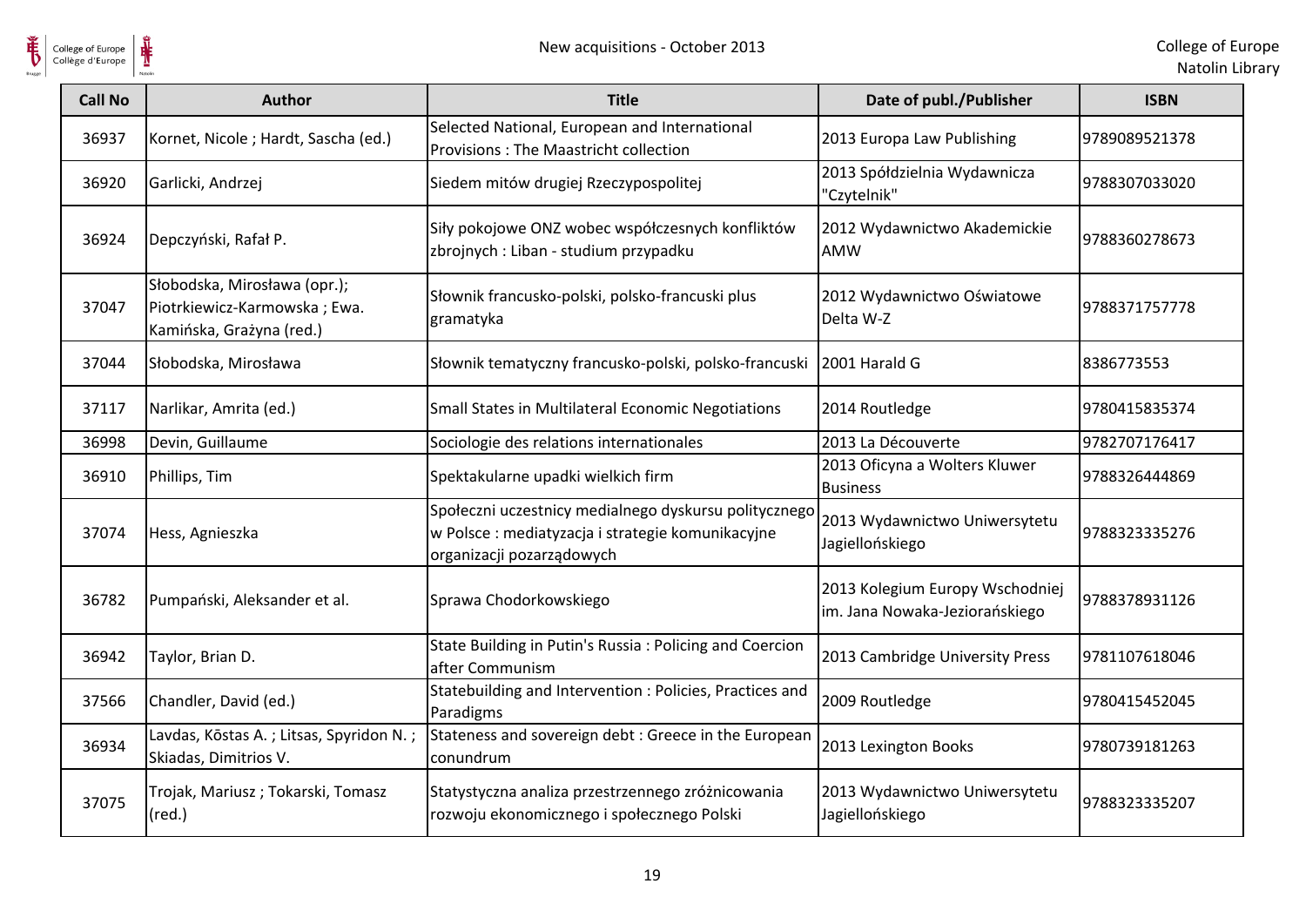| Call No | Author | Title | Date of publ./Publisher | ISBN |
|---|---|---|---|---|
| 36937 | Kornet, Nicole ; Hardt, Sascha (ed.) | Selected National, European and International Provisions : The Maastricht collection | 2013 Europa Law Publishing | 9789089521378 |
| 36920 | Garlicki, Andrzej | Siedem mitów drugiej Rzeczypospolitej | 2013 Spółdzielnia Wydawnicza "Czytelnik" | 9788307033020 |
| 36924 | Depczyński, Rafał P. | Siły pokojowe ONZ wobec współczesnych konfliktów zbrojnych : Liban - studium przypadku | 2012 Wydawnictwo Akademickie AMW | 9788360278673 |
| 37047 | Słobodska, Mirosława (opr.); Piotrkiewicz-Karmowska ; Ewa. Kamińska, Grażyna (red.) | Słownik francusko-polski, polsko-francuski plus gramatyka | 2012 Wydawnictwo Oświatowe Delta W-Z | 9788371757778 |
| 37044 | Słobodska, Mirosława | Słownik tematyczny francusko-polski, polsko-francuski | 2001 Harald G | 8386773553 |
| 37117 | Narlikar, Amrita (ed.) | Small States in Multilateral Economic Negotiations | 2014 Routledge | 9780415835374 |
| 36998 | Devin, Guillaume | Sociologie des relations internationales | 2013 La Découverte | 9782707176417 |
| 36910 | Phillips, Tim | Spektakularne upadki wielkich firm | 2013 Oficyna a Wolters Kluwer Business | 9788326444869 |
| 37074 | Hess, Agnieszka | Społeczni uczestnicy medialnego dyskursu politycznego w Polsce : mediatyzacja i strategie komunikacyjne organizacji pozarządowych | 2013 Wydawnictwo Uniwersytetu Jagiellońskiego | 9788323335276 |
| 36782 | Pumpański, Aleksander et al. | Sprawa Chodorkowskiego | 2013 Kolegium Europy Wschodniej im. Jana Nowaka-Jeziorańskiego | 9788378931126 |
| 36942 | Taylor, Brian D. | State Building in Putin's Russia : Policing and Coercion after Communism | 2013 Cambridge University Press | 9781107618046 |
| 37566 | Chandler, David (ed.) | Statebuilding and Intervention : Policies, Practices and Paradigms | 2009 Routledge | 9780415452045 |
| 36934 | Lavdas, Kōstas A. ; Litsas, Spyridon N. ; Skiadas, Dimitrios V. | Stateness and sovereign debt : Greece in the European conundrum | 2013 Lexington Books | 9780739181263 |
| 37075 | Trojak, Mariusz ; Tokarski, Tomasz (red.) | Statystyczna analiza przestrzennego zróżnicowania rozwoju ekonomicznego i społecznego Polski | 2013 Wydawnictwo Uniwersytetu Jagiellońskiego | 9788323335207 |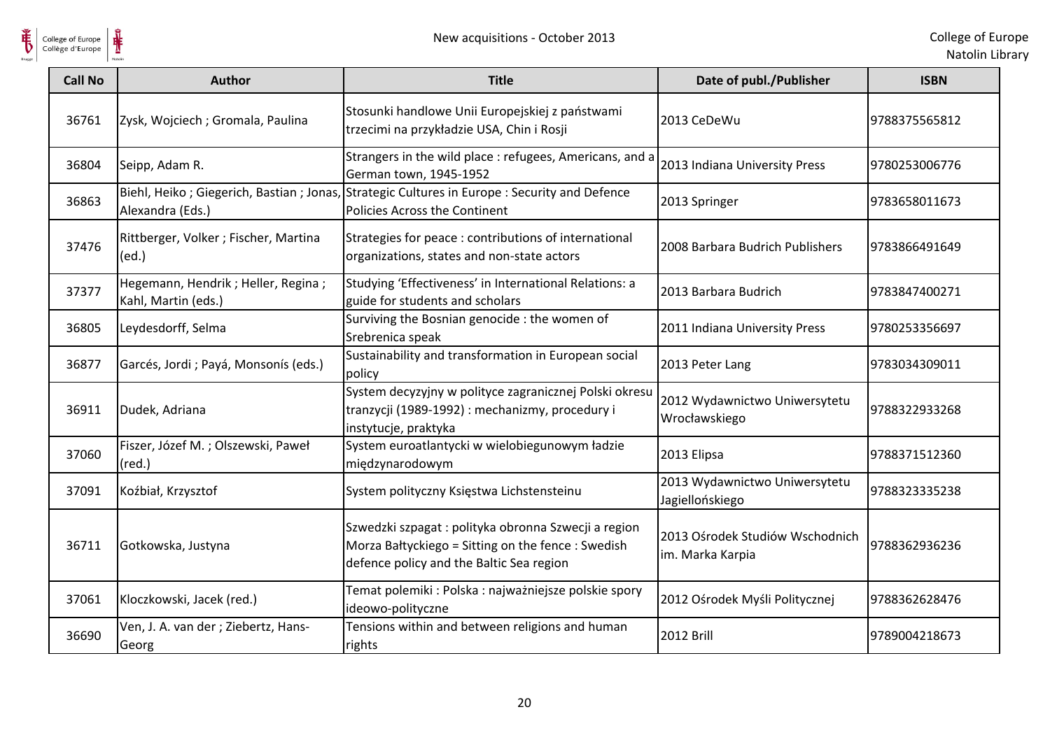| Call No | Author | Title | Date of publ./Publisher | ISBN |
| --- | --- | --- | --- | --- |
| 36761 | Zysk, Wojciech ; Gromala, Paulina | Stosunki handlowe Unii Europejskiej z państwami trzecimi na przykładzie USA, Chin i Rosji | 2013 CeDeWu | 9788375565812 |
| 36804 | Seipp, Adam R. | Strangers in the wild place : refugees, Americans, and a German town, 1945-1952 | 2013 Indiana University Press | 9780253006776 |
| 36863 | Biehl, Heiko ; Giegerich, Bastian ; Jonas, Alexandra (Eds.) | Strategic Cultures in Europe : Security and Defence Policies Across the Continent | 2013 Springer | 9783658011673 |
| 37476 | Rittberger, Volker ; Fischer, Martina (ed.) | Strategies for peace : contributions of international organizations, states and non-state actors | 2008 Barbara Budrich Publishers | 9783866491649 |
| 37377 | Hegemann, Hendrik ; Heller, Regina ; Kahl, Martin (eds.) | Studying 'Effectiveness' in International Relations: a guide for students and scholars | 2013 Barbara Budrich | 9783847400271 |
| 36805 | Leydesdorff, Selma | Surviving the Bosnian genocide : the women of Srebrenica speak | 2011 Indiana University Press | 9780253356697 |
| 36877 | Garcés, Jordi ; Payá, Monsonís (eds.) | Sustainability and transformation in European social policy | 2013 Peter Lang | 9783034309011 |
| 36911 | Dudek, Adriana | System decyzyjny w polityce zagranicznej Polski okresu tranzycji (1989-1992) : mechanizmy, procedury i instytucje, praktyka | 2012 Wydawnictwo Uniwersytetu Wrocławskiego | 9788322933268 |
| 37060 | Fiszer, Józef M. ; Olszewski, Paweł (red.) | System euroatlantycki w wielobiegunowym ładzie międzynarodowym | 2013 Elipsa | 9788371512360 |
| 37091 | Koźbiał, Krzysztof | System polityczny Księstwa Lichstensteinu | 2013 Wydawnictwo Uniwersytetu Jagiellońskiego | 9788323335238 |
| 36711 | Gotkowska, Justyna | Szwedzki szpagat : polityka obronna Szwecji a region Morza Bałtyckiego = Sitting on the fence : Swedish defence policy and the Baltic Sea region | 2013 Ośrodek Studiów Wschodnich im. Marka Karpia | 9788362936236 |
| 37061 | Kloczkowski, Jacek (red.) | Temat polemiki : Polska : najważniejsze polskie spory ideowo-polityczne | 2012 Ośrodek Myśli Politycznej | 9788362628476 |
| 36690 | Ven, J. A. van der ; Ziebertz, Hans-Georg | Tensions within and between religions and human rights | 2012 Brill | 9789004218673 |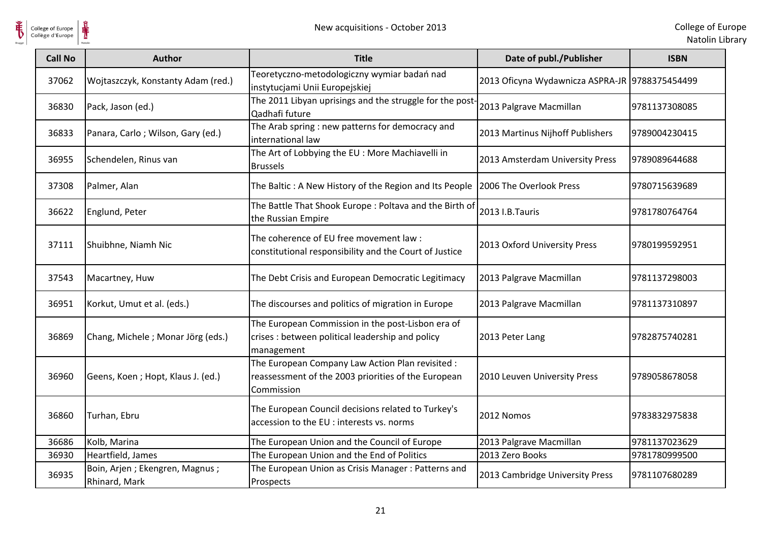| Call No | Author | Title | Date of publ./Publisher | ISBN |
|---|---|---|---|---|
| 37062 | Wojtaszczyk, Konstanty Adam (red.) | Teoretyczno-metodologiczny wymiar badań nad instytucjami Unii Europejskiej | 2013 Oficyna Wydawnicza ASPRA-JR | 9788375454499 |
| 36830 | Pack, Jason (ed.) | The 2011 Libyan uprisings and the struggle for the post-Qadhafi future | 2013 Palgrave Macmillan | 9781137308085 |
| 36833 | Panara, Carlo ; Wilson, Gary (ed.) | The Arab spring : new patterns for democracy and international law | 2013 Martinus Nijhoff Publishers | 9789004230415 |
| 36955 | Schendelen, Rinus van | The Art of Lobbying the EU : More Machiavelli in Brussels | 2013 Amsterdam University Press | 9789089644688 |
| 37308 | Palmer, Alan | The Baltic : A New History of the Region and Its People | 2006 The Overlook Press | 9780715639689 |
| 36622 | Englund, Peter | The Battle That Shook Europe : Poltava and the Birth of the Russian Empire | 2013 I.B.Tauris | 9781780764764 |
| 37111 | Shuibhne, Niamh Nic | The coherence of EU free movement law : constitutional responsibility and the Court of Justice | 2013 Oxford University Press | 9780199592951 |
| 37543 | Macartney, Huw | The Debt Crisis and European Democratic Legitimacy | 2013 Palgrave Macmillan | 9781137298003 |
| 36951 | Korkut, Umut et al. (eds.) | The discourses and politics of migration in Europe | 2013 Palgrave Macmillan | 9781137310897 |
| 36869 | Chang, Michele ; Monar Jörg (eds.) | The European Commission in the post-Lisbon era of crises : between political leadership and policy management | 2013 Peter Lang | 9782875740281 |
| 36960 | Geens, Koen ; Hopt, Klaus J. (ed.) | The European Company Law Action Plan revisited : reassessment of the 2003 priorities of the European Commission | 2010 Leuven University Press | 9789058678058 |
| 36860 | Turhan, Ebru | The European Council decisions related to Turkey's accession to the EU : interests vs. norms | 2012 Nomos | 9783832975838 |
| 36686 | Kolb, Marina | The European Union and the Council of Europe | 2013 Palgrave Macmillan | 9781137023629 |
| 36930 | Heartfield, James | The European Union and the End of Politics | 2013 Zero Books | 9781780999500 |
| 36935 | Boin, Arjen ; Ekengren, Magnus ; Rhinard, Mark | The European Union as Crisis Manager : Patterns and Prospects | 2013 Cambridge University Press | 9781107680289 |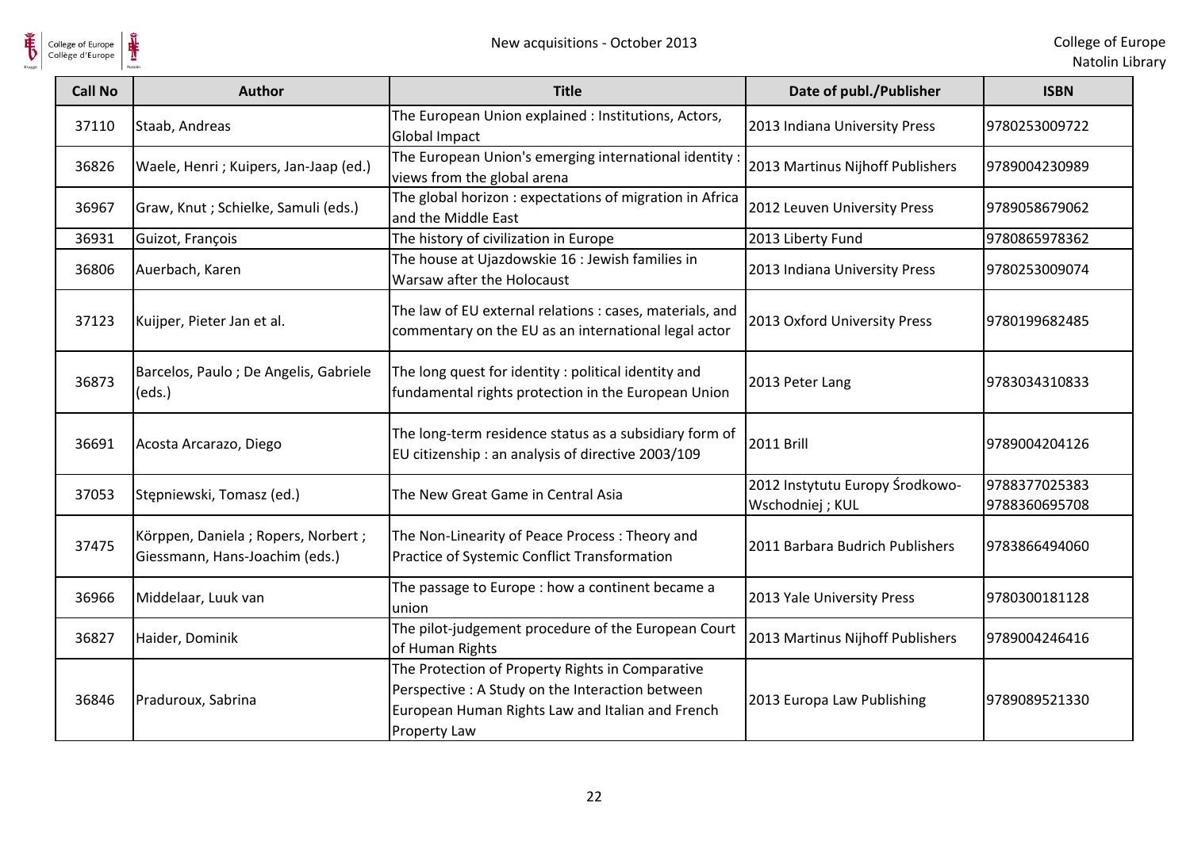| Call No | Author | Title | Date of publ./Publisher | ISBN |
| --- | --- | --- | --- | --- |
| 37110 | Staab, Andreas | The European Union explained : Institutions, Actors, Global Impact | 2013 Indiana University Press | 9780253009722 |
| 36826 | Waele, Henri ; Kuipers, Jan-Jaap (ed.) | The European Union's emerging international identity : views from the global arena | 2013 Martinus Nijhoff Publishers | 9789004230989 |
| 36967 | Graw, Knut ; Schielke, Samuli (eds.) | The global horizon : expectations of migration in Africa and the Middle East | 2012 Leuven University Press | 9789058679062 |
| 36931 | Guizot, François | The history of civilization in Europe | 2013 Liberty Fund | 9780865978362 |
| 36806 | Auerbach, Karen | The house at Ujazdowskie 16 : Jewish families in Warsaw after the Holocaust | 2013 Indiana University Press | 9780253009074 |
| 37123 | Kuijper, Pieter Jan et al. | The law of EU external relations : cases, materials, and commentary on the EU as an international legal actor | 2013 Oxford University Press | 9780199682485 |
| 36873 | Barcelos, Paulo ; De Angelis, Gabriele (eds.) | The long quest for identity : political identity and fundamental rights protection in the European Union | 2013 Peter Lang | 9783034310833 |
| 36691 | Acosta Arcarazo, Diego | The long-term residence status as a subsidiary form of EU citizenship : an analysis of directive 2003/109 | 2011 Brill | 9789004204126 |
| 37053 | Stępniewski, Tomasz (ed.) | The New Great Game in Central Asia | 2012 Instytutu Europy Środkowo-Wschodniej ; KUL | 9788377025383 9788360695708 |
| 37475 | Körppen, Daniela ; Ropers, Norbert ; Giessmann, Hans-Joachim (eds.) | The Non-Linearity of Peace Process : Theory and Practice of Systemic Conflict Transformation | 2011 Barbara Budrich Publishers | 9783866494060 |
| 36966 | Middelaar, Luuk van | The passage to Europe : how a continent became a union | 2013 Yale University Press | 9780300181128 |
| 36827 | Haider, Dominik | The pilot-judgement procedure of the European Court of Human Rights | 2013 Martinus Nijhoff Publishers | 9789004246416 |
| 36846 | Praduroux, Sabrina | The Protection of Property Rights in Comparative Perspective : A Study on the Interaction between European Human Rights Law and Italian and French Property Law | 2013 Europa Law Publishing | 9789089521330 |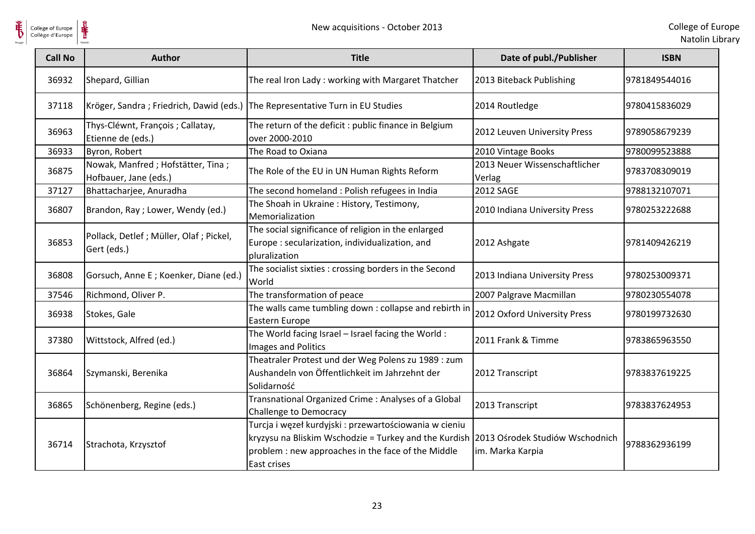| Call No | Author | Title | Date of publ./Publisher | ISBN |
|---|---|---|---|---|
| 36932 | Shepard, Gillian | The real Iron Lady : working with Margaret Thatcher | 2013 Biteback Publishing | 9781849544016 |
| 37118 | Kröger, Sandra ; Friedrich, Dawid (eds.) | The Representative Turn in EU Studies | 2014 Routledge | 9780415836029 |
| 36963 | Thys-Cléwnt, François ; Callatay, Etienne de (eds.) | The return of the deficit : public finance in Belgium over 2000-2010 | 2012 Leuven University Press | 9789058679239 |
| 36933 | Byron, Robert | The Road to Oxiana | 2010 Vintage Books | 9780099523888 |
| 36875 | Nowak, Manfred ; Hofstätter, Tina ; Hofbauer, Jane (eds.) | The Role of the EU in UN Human Rights Reform | 2013 Neuer Wissenschaftlicher Verlag | 9783708309019 |
| 37127 | Bhattacharjee, Anuradha | The second homeland : Polish refugees in India | 2012 SAGE | 9788132107071 |
| 36807 | Brandon, Ray ; Lower, Wendy (ed.) | The Shoah in Ukraine : History, Testimony, Memorialization | 2010 Indiana University Press | 9780253222688 |
| 36853 | Pollack, Detlef ; Müller, Olaf ; Pickel, Gert (eds.) | The social significance of religion in the enlarged Europe : secularization, individualization, and pluralization | 2012 Ashgate | 9781409426219 |
| 36808 | Gorsuch, Anne E ; Koenker, Diane (ed.) | The socialist sixties : crossing borders in the Second World | 2013 Indiana University Press | 9780253009371 |
| 37546 | Richmond, Oliver P. | The transformation of peace | 2007 Palgrave Macmillan | 9780230554078 |
| 36938 | Stokes, Gale | The walls came tumbling down : collapse and rebirth in Eastern Europe | 2012 Oxford University Press | 9780199732630 |
| 37380 | Wittstock, Alfred (ed.) | The World facing Israel – Israel facing the World : Images and Politics | 2011 Frank & Timme | 9783865963550 |
| 36864 | Szymanski, Berenika | Theatraler Protest und der Weg Polens zu 1989 : zum Aushandeln von Öffentlichkeit im Jahrzehnt der Solidarność | 2012 Transcript | 9783837619225 |
| 36865 | Schönenberg, Regine (eds.) | Transnational Organized Crime : Analyses of a Global Challenge to Democracy | 2013 Transcript | 9783837624953 |
| 36714 | Strachota, Krzysztof | Turcja i węzeł kurdyjski : przewartościowania w cieniu kryzysu na Bliskim Wschodzie = Turkey and the Kurdish problem : new approaches in the face of the Middle East crises | 2013 Ośrodek Studiów Wschodnich im. Marka Karpia | 9788362936199 |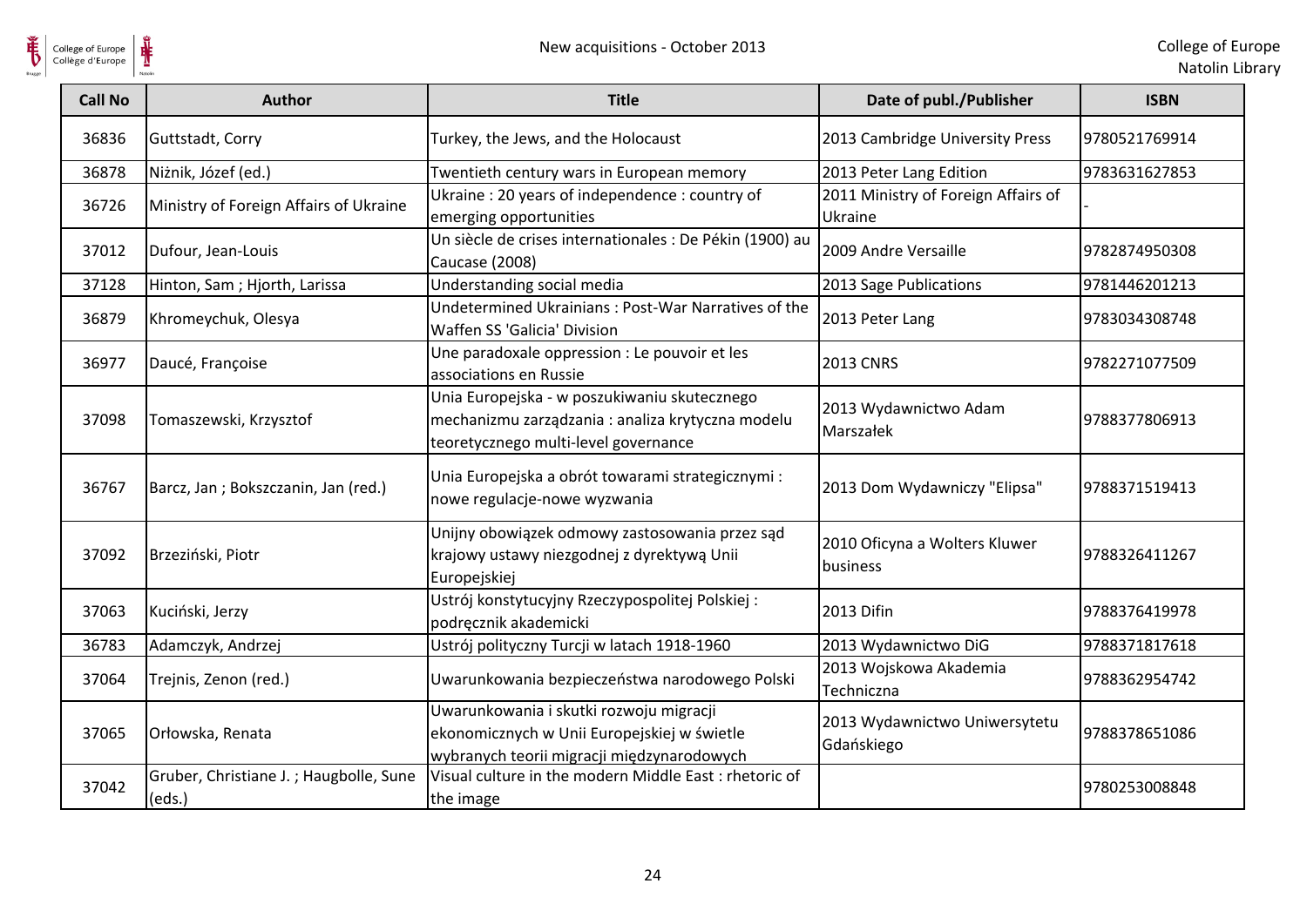| Call No | Author | Title | Date of publ./Publisher | ISBN |
| --- | --- | --- | --- | --- |
| 36836 | Guttstadt, Corry | Turkey, the Jews, and the Holocaust | 2013 Cambridge University Press | 9780521769914 |
| 36878 | Niżnik, Józef (ed.) | Twentieth century wars in European memory | 2013 Peter Lang Edition | 9783631627853 |
| 36726 | Ministry of Foreign Affairs of Ukraine | Ukraine : 20 years of independence : country of emerging opportunities | 2011 Ministry of Foreign Affairs of Ukraine | - |
| 37012 | Dufour, Jean-Louis | Un siècle de crises internationales : De Pékin (1900) au Caucase (2008) | 2009 Andre Versaille | 9782874950308 |
| 37128 | Hinton, Sam ; Hjorth, Larissa | Understanding social media | 2013 Sage Publications | 9781446201213 |
| 36879 | Khromeychuk, Olesya | Undetermined Ukrainians : Post-War Narratives of the Waffen SS 'Galicia' Division | 2013 Peter Lang | 9783034308748 |
| 36977 | Daucé, Françoise | Une paradoxale oppression : Le pouvoir et les associations en Russie | 2013 CNRS | 9782271077509 |
| 37098 | Tomaszewski, Krzysztof | Unia Europejska - w poszukiwaniu skutecznego mechanizmu zarządzania : analiza krytyczna modelu teoretycznego multi-level governance | 2013 Wydawnictwo Adam Marszałek | 9788377806913 |
| 36767 | Barcz, Jan ; Bokszczanin, Jan (red.) | Unia Europejska a obrót towarami strategicznymi : nowe regulacje-nowe wyzwania | 2013 Dom Wydawniczy "Elipsa" | 9788371519413 |
| 37092 | Brzeziński, Piotr | Unijny obowiązek odmowy zastosowania przez sąd krajowy ustawy niezgodnej z dyrektywą Unii Europejskiej | 2010 Oficyna a Wolters Kluwer business | 9788326411267 |
| 37063 | Kuciński, Jerzy | Ustrój konstytucyjny Rzeczypospolitej Polskiej : podręcznik akademicki | 2013 Difin | 9788376419978 |
| 36783 | Adamczyk, Andrzej | Ustrój polityczny Turcji w latach 1918-1960 | 2013 Wydawnictwo DiG | 9788371817618 |
| 37064 | Trejnis, Zenon (red.) | Uwarunkowania bezpieczeństwa narodowego Polski | 2013 Wojskowa Akademia Techniczna | 9788362954742 |
| 37065 | Orłowska, Renata | Uwarunkowania i skutki rozwoju migracji ekonomicznych w Unii Europejskiej w świetle wybranych teorii migracji międzynarodowych | 2013 Wydawnictwo Uniwersytetu Gdańskiego | 9788378651086 |
| 37042 | Gruber, Christiane J. ; Haugbolle, Sune (eds.) | Visual culture in the modern Middle East : rhetoric of the image | | 9780253008848 |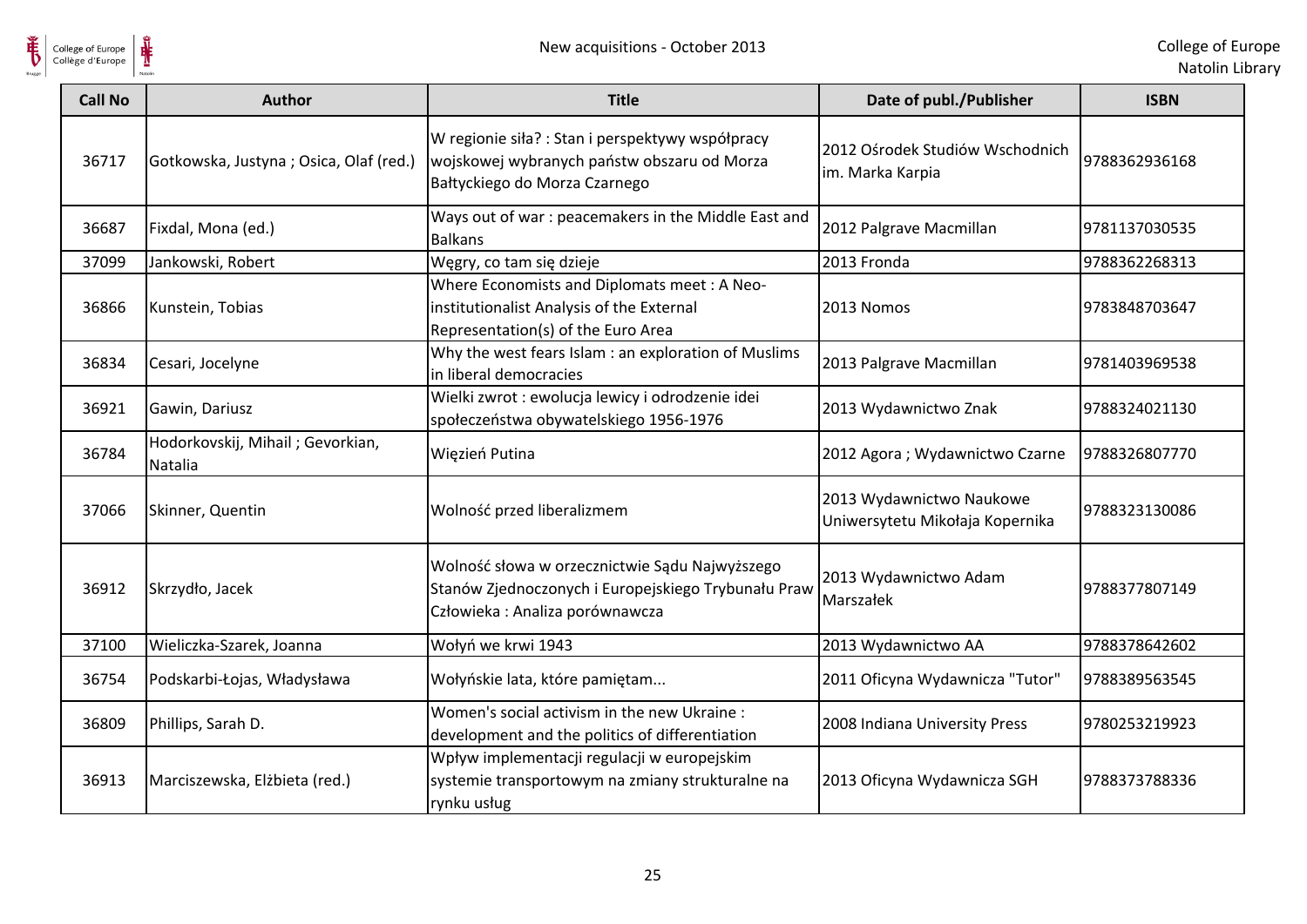| Call No | Author | Title | Date of publ./Publisher | ISBN |
|---|---|---|---|---|
| 36717 | Gotkowska, Justyna ; Osica, Olaf (red.) | W regionie siła? : Stan i perspektywy współpracy wojskowej wybranych państw obszaru od Morza Bałtyckiego do Morza Czarnego | 2012 Ośrodek Studiów Wschodnich im. Marka Karpia | 9788362936168 |
| 36687 | Fixdal, Mona (ed.) | Ways out of war : peacemakers in the Middle East and Balkans | 2012 Palgrave Macmillan | 9781137030535 |
| 37099 | Jankowski, Robert | Węgry, co tam się dzieje | 2013 Fronda | 9788362268313 |
| 36866 | Kunstein, Tobias | Where Economists and Diplomats meet : A Neo-institutionalist Analysis of the External Representation(s) of the Euro Area | 2013 Nomos | 9783848703647 |
| 36834 | Cesari, Jocelyne | Why the west fears Islam : an exploration of Muslims in liberal democracies | 2013 Palgrave Macmillan | 9781403969538 |
| 36921 | Gawin, Dariusz | Wielki zwrot : ewolucja lewicy i odrodzenie idei społeczeństwa obywatelskiego 1956-1976 | 2013 Wydawnictwo Znak | 9788324021130 |
| 36784 | Hodorkovskij, Mihail ; Gevorkian, Natalia | Więzień Putina | 2012 Agora ; Wydawnictwo Czarne | 9788326807770 |
| 37066 | Skinner, Quentin | Wolność przed liberalizmem | 2013 Wydawnictwo Naukowe Uniwersytetu Mikołaja Kopernika | 9788323130086 |
| 36912 | Skrzydło, Jacek | Wolność słowa w orzecznictwie Sądu Najwyższego Stanów Zjednoczonych i Europejskiego Trybunału Praw Człowieka : Analiza porównawcza | 2013 Wydawnictwo Adam Marszałek | 9788377807149 |
| 37100 | Wieliczka-Szarek, Joanna | Wołyń we krwi 1943 | 2013 Wydawnictwo AA | 9788378642602 |
| 36754 | Podskarbi-Łojas, Władysława | Wołyńskie lata, które pamiętam... | 2011 Oficyna Wydawnicza "Tutor" | 9788389563545 |
| 36809 | Phillips, Sarah D. | Women's social activism in the new Ukraine : development and the politics of differentiation | 2008 Indiana University Press | 9780253219923 |
| 36913 | Marciszewska, Elżbieta (red.) | Wpływ implementacji regulacji w europejskim systemie transportowym na zmiany strukturalne na rynku usług | 2013 Oficyna Wydawnicza SGH | 9788373788336 |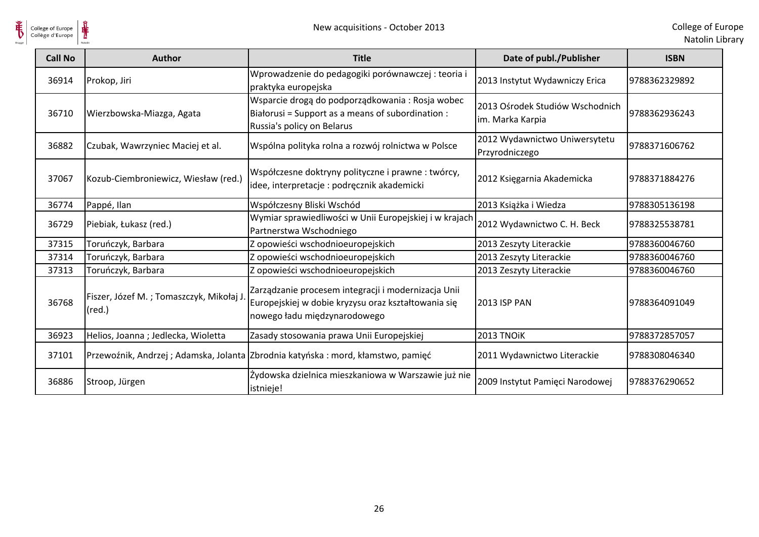| Call No | Author | Title | Date of publ./Publisher | ISBN |
|---|---|---|---|---|
| 36914 | Prokop, Jiri | Wprowadzenie do pedagogiki porównawczej : teoria i praktyka europejska | 2013 Instytut Wydawniczy Erica | 9788362329892 |
| 36710 | Wierzbowska-Miazga, Agata | Wsparcie drogą do podporządkowania : Rosja wobec Białorusi = Support as a means of subordination : Russia's policy on Belarus | 2013 Ośrodek Studiów Wschodnich im. Marka Karpia | 9788362936243 |
| 36882 | Czubak, Wawrzyniec Maciej et al. | Wspólna polityka rolna a rozwój rolnictwa w Polsce | 2012 Wydawnictwo Uniwersytetu Przyrodniczego | 9788371606762 |
| 37067 | Kozub-Ciembroniewicz, Wiesław (red.) | Współczesne doktryny polityczne i prawne : twórcy, idee, interpretacje : podręcznik akademicki | 2012 Księgarnia Akademicka | 9788371884276 |
| 36774 | Pappé, Ilan | Współczesny Bliski Wschód | 2013 Książka i Wiedza | 9788305136198 |
| 36729 | Piebiak, Łukasz (red.) | Wymiar sprawiedliwości w Unii Europejskiej i w krajach Partnerstwa Wschodniego | 2012 Wydawnictwo C. H. Beck | 9788325538781 |
| 37315 | Toruńczyk, Barbara | Z opowieści wschodnioeuropejskich | 2013 Zeszyty Literackie | 9788360046760 |
| 37314 | Toruńczyk, Barbara | Z opowieści wschodnioeuropejskich | 2013 Zeszyty Literackie | 9788360046760 |
| 37313 | Toruńczyk, Barbara | Z opowieści wschodnioeuropejskich | 2013 Zeszyty Literackie | 9788360046760 |
| 36768 | Fiszer, Józef M. ; Tomaszczyk, Mikołaj J. (red.) | Zarządzanie procesem integracji i modernizacja Unii Europejskiej w dobie kryzysu oraz kształtowania się nowego ładu międzynarodowego | 2013 ISP PAN | 9788364091049 |
| 36923 | Helios, Joanna ; Jedlecka, Wioletta | Zasady stosowania prawa Unii Europejskiej | 2013 TNOiK | 9788372857057 |
| 37101 | Przewoźnik, Andrzej ; Adamska, Jolanta | Zbrodnia katyńska : mord, kłamstwo, pamięć | 2011 Wydawnictwo Literackie | 9788308046340 |
| 36886 | Stroop, Jürgen | Żydowska dzielnica mieszkaniowa w Warszawie już nie istnieje! | 2009 Instytut Pamięci Narodowej | 9788376290652 |